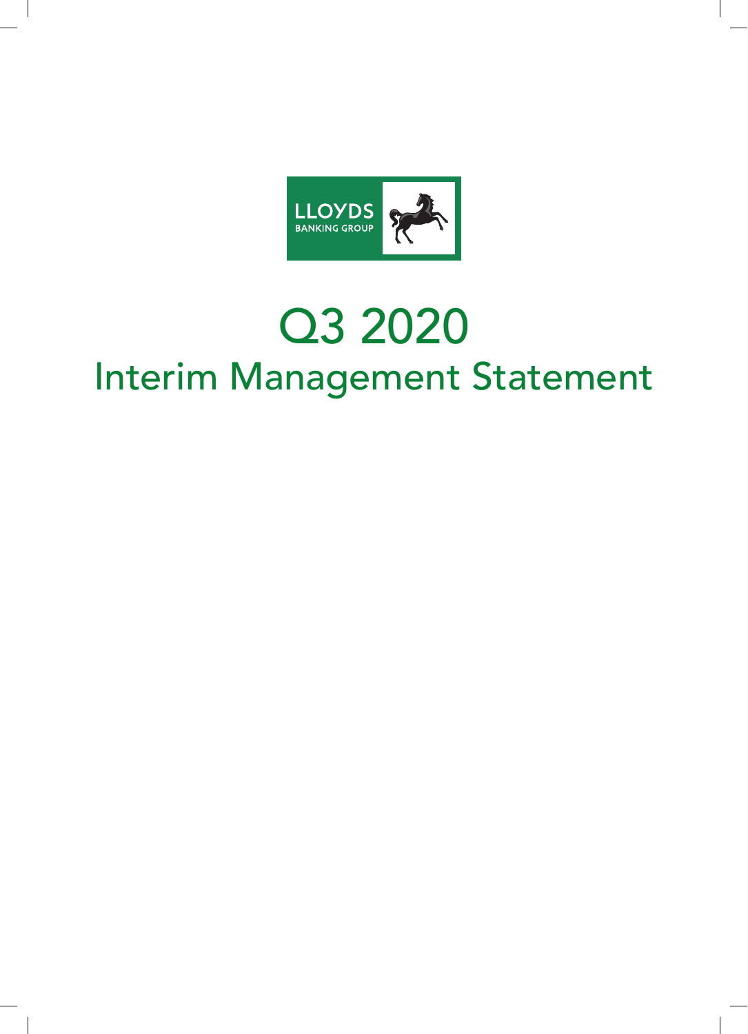LLOYDS BANKING GROUP

# Q3 2020

## Interim Management Statement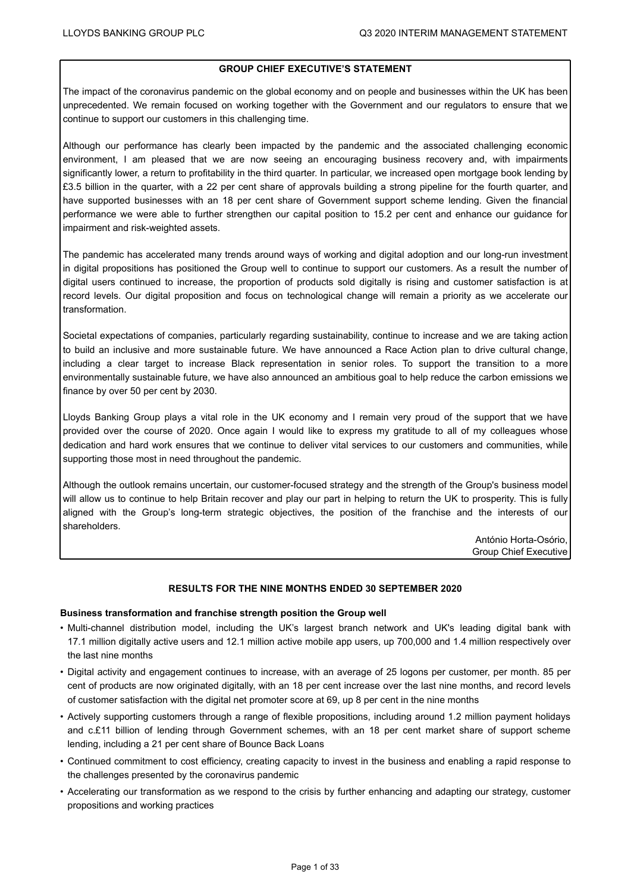## GROUP CHIEF EXECUTIVE'S STATEMENT

The impact of the coronavirus pandemic on the global economy and on people and businesses within the UK has been unprecedented. We remain focused on working together with the Government and our regulators to ensure that we continue to support our customers in this challenging time.

Although our performance has clearly been impacted by the pandemic and the associated challenging economic environment, I am pleased that we are now seeing an encouraging business recovery and, with impairments significantly lower, a return to profitability in the third quarter. In particular, we increased open mortgage book lending by £3.5 billion in the quarter, with a 22 per cent share of approvals building a strong pipeline for the fourth quarter, and have supported businesses with an 18 per cent share of Government support scheme lending. Given the financial performance we were able to further strengthen our capital position to 15.2 per cent and enhance our guidance for impairment and risk-weighted assets.

The pandemic has accelerated many trends around ways of working and digital adoption and our long-run investment in digital propositions has positioned the Group well to continue to support our customers. As a result the number of digital users continued to increase, the proportion of products sold digitally is rising and customer satisfaction is at record levels. Our digital proposition and focus on technological change will remain a priority as we accelerate our transformation.

Societal expectations of companies, particularly regarding sustainability, continue to increase and we are taking action to build an inclusive and more sustainable future. We have announced a Race Action plan to drive cultural change, including a clear target to increase Black representation in senior roles. To support the transition to a more environmentally sustainable future, we have also announced an ambitious goal to help reduce the carbon emissions we finance by over 50 per cent by 2030.

Lloyds Banking Group plays a vital role in the UK economy and I remain very proud of the support that we have provided over the course of 2020. Once again I would like to express my gratitude to all of my colleagues whose dedication and hard work ensures that we continue to deliver vital services to our customers and communities, while supporting those most in need throughout the pandemic.

Although the outlook remains uncertain, our customer-focused strategy and the strength of the Group's business model will allow us to continue to help Britain recover and play our part in helping to return the UK to prosperity. This is fully aligned with the Group's long-term strategic objectives, the position of the franchise and the interests of our shareholders.

António Horta-Osório,
Group Chief Executive

## RESULTS FOR THE NINE MONTHS ENDED 30 SEPTEMBER 2020

**Business transformation and franchise strength position the Group well**

- Multi-channel distribution model, including the UK's largest branch network and UK's leading digital bank with 17.1 million digitally active users and 12.1 million active mobile app users, up 700,000 and 1.4 million respectively over the last nine months
- Digital activity and engagement continues to increase, with an average of 25 logons per customer, per month. 85 per cent of products are now originated digitally, with an 18 per cent increase over the last nine months, and record levels of customer satisfaction with the digital net promoter score at 69, up 8 per cent in the nine months
- Actively supporting customers through a range of flexible propositions, including around 1.2 million payment holidays and c.£11 billion of lending through Government schemes, with an 18 per cent market share of support scheme lending, including a 21 per cent share of Bounce Back Loans
- Continued commitment to cost efficiency, creating capacity to invest in the business and enabling a rapid response to the challenges presented by the coronavirus pandemic
- Accelerating our transformation as we respond to the crisis by further enhancing and adapting our strategy, customer propositions and working practices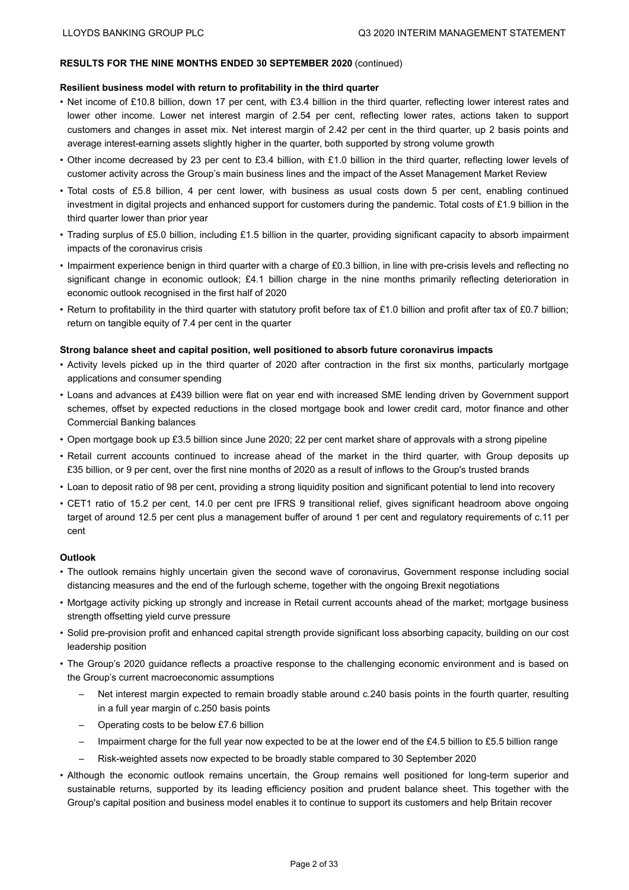**RESULTS FOR THE NINE MONTHS ENDED 30 SEPTEMBER 2020** (continued)

**Resilient business model with return to profitability in the third quarter**

- Net income of £10.8 billion, down 17 per cent, with £3.4 billion in the third quarter, reflecting lower interest rates and lower other income. Lower net interest margin of 2.54 per cent, reflecting lower rates, actions taken to support customers and changes in asset mix. Net interest margin of 2.42 per cent in the third quarter, up 2 basis points and average interest-earning assets slightly higher in the quarter, both supported by strong volume growth
- Other income decreased by 23 per cent to £3.4 billion, with £1.0 billion in the third quarter, reflecting lower levels of customer activity across the Group's main business lines and the impact of the Asset Management Market Review
- Total costs of £5.8 billion, 4 per cent lower, with business as usual costs down 5 per cent, enabling continued investment in digital projects and enhanced support for customers during the pandemic. Total costs of £1.9 billion in the third quarter lower than prior year
- Trading surplus of £5.0 billion, including £1.5 billion in the quarter, providing significant capacity to absorb impairment impacts of the coronavirus crisis
- Impairment experience benign in third quarter with a charge of £0.3 billion, in line with pre-crisis levels and reflecting no significant change in economic outlook; £4.1 billion charge in the nine months primarily reflecting deterioration in economic outlook recognised in the first half of 2020
- Return to profitability in the third quarter with statutory profit before tax of £1.0 billion and profit after tax of £0.7 billion; return on tangible equity of 7.4 per cent in the quarter

**Strong balance sheet and capital position, well positioned to absorb future coronavirus impacts**

- Activity levels picked up in the third quarter of 2020 after contraction in the first six months, particularly mortgage applications and consumer spending
- Loans and advances at £439 billion were flat on year end with increased SME lending driven by Government support schemes, offset by expected reductions in the closed mortgage book and lower credit card, motor finance and other Commercial Banking balances
- Open mortgage book up £3.5 billion since June 2020; 22 per cent market share of approvals with a strong pipeline
- Retail current accounts continued to increase ahead of the market in the third quarter, with Group deposits up £35 billion, or 9 per cent, over the first nine months of 2020 as a result of inflows to the Group's trusted brands
- Loan to deposit ratio of 98 per cent, providing a strong liquidity position and significant potential to lend into recovery
- CET1 ratio of 15.2 per cent, 14.0 per cent pre IFRS 9 transitional relief, gives significant headroom above ongoing target of around 12.5 per cent plus a management buffer of around 1 per cent and regulatory requirements of c.11 per cent

**Outlook**

- The outlook remains highly uncertain given the second wave of coronavirus, Government response including social distancing measures and the end of the furlough scheme, together with the ongoing Brexit negotiations
- Mortgage activity picking up strongly and increase in Retail current accounts ahead of the market; mortgage business strength offsetting yield curve pressure
- Solid pre-provision profit and enhanced capital strength provide significant loss absorbing capacity, building on our cost leadership position
- The Group's 2020 guidance reflects a proactive response to the challenging economic environment and is based on the Group's current macroeconomic assumptions
  - Net interest margin expected to remain broadly stable around c.240 basis points in the fourth quarter, resulting in a full year margin of c.250 basis points
  - Operating costs to be below £7.6 billion
  - Impairment charge for the full year now expected to be at the lower end of the £4.5 billion to £5.5 billion range
  - Risk-weighted assets now expected to be broadly stable compared to 30 September 2020
- Although the economic outlook remains uncertain, the Group remains well positioned for long-term superior and sustainable returns, supported by its leading efficiency position and prudent balance sheet. This together with the Group's capital position and business model enables it to continue to support its customers and help Britain recover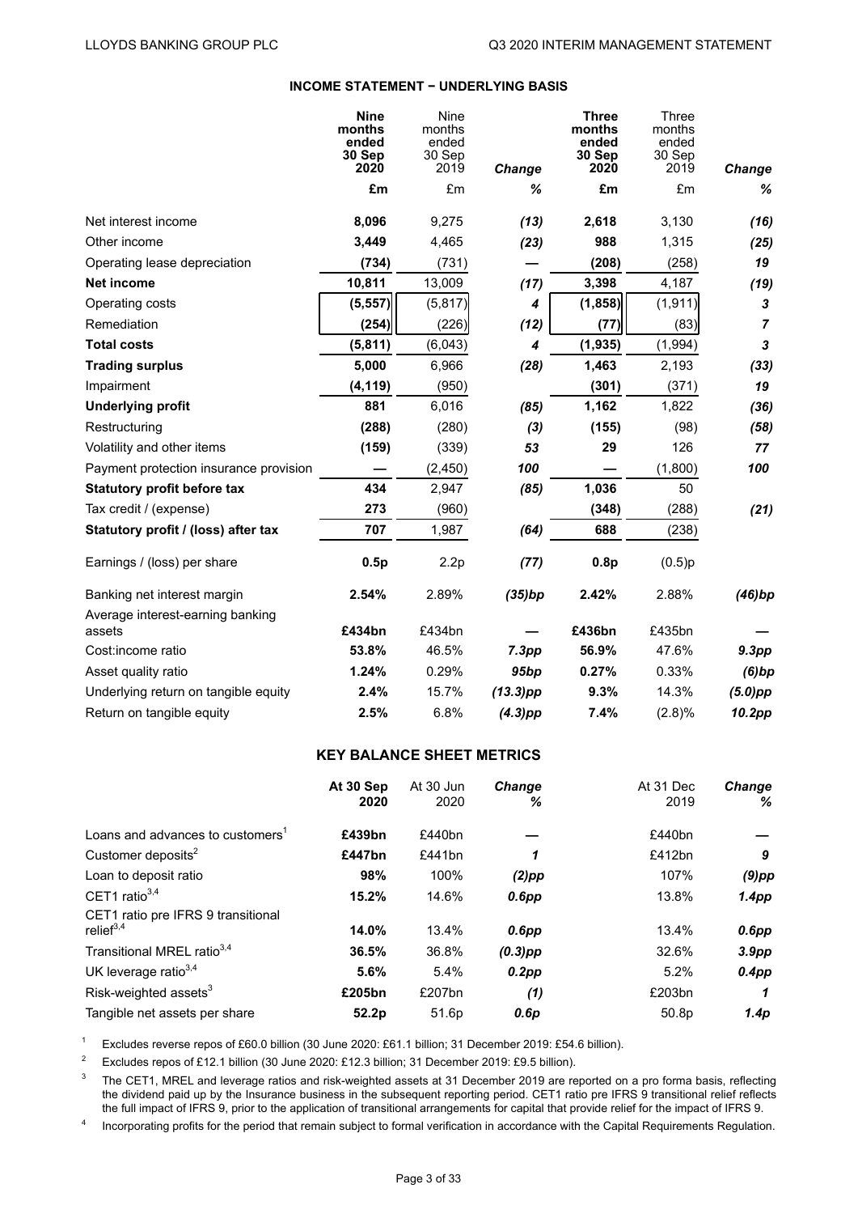## INCOME STATEMENT − UNDERLYING BASIS

| | Nine months ended 30 Sep 2020 | Nine months ended 30 Sep 2019 | Change | Three months ended 30 Sep 2020 | Three months ended 30 Sep 2019 | Change |
|---|---|---|---|---|---|---|
| | £m | £m | % | £m | £m | % |
| Net interest income | **8,096** | 9,275 | *(13)* | **2,618** | 3,130 | *(16)* |
| Other income | **3,449** | 4,465 | *(23)* | **988** | 1,315 | *(25)* |
| Operating lease depreciation | **(734)** | (731) | — | **(208)** | (258) | *19* |
| **Net income** | **10,811** | 13,009 | *(17)* | **3,398** | 4,187 | *(19)* |
| Operating costs | **(5,557)** | (5,817) | *4* | **(1,858)** | (1,911) | *3* |
| Remediation | **(254)** | (226) | *(12)* | **(77)** | (83) | *7* |
| **Total costs** | **(5,811)** | (6,043) | *4* | **(1,935)** | (1,994) | *3* |
| **Trading surplus** | **5,000** | 6,966 | *(28)* | **1,463** | 2,193 | *(33)* |
| Impairment | **(4,119)** | (950) | | **(301)** | (371) | *19* |
| **Underlying profit** | **881** | 6,016 | *(85)* | **1,162** | 1,822 | *(36)* |
| Restructuring | **(288)** | (280) | *(3)* | **(155)** | (98) | *(58)* |
| Volatility and other items | **(159)** | (339) | *53* | **29** | 126 | *77* |
| Payment protection insurance provision | **—** | (2,450) | *100* | **—** | (1,800) | *100* |
| **Statutory profit before tax** | **434** | 2,947 | *(85)* | **1,036** | 50 | |
| Tax credit / (expense) | **273** | (960) | | **(348)** | (288) | *(21)* |
| **Statutory profit / (loss) after tax** | **707** | 1,987 | *(64)* | **688** | (238) | |
| Earnings / (loss) per share | **0.5p** | 2.2p | *(77)* | **0.8p** | (0.5)p | |
| Banking net interest margin | **2.54%** | 2.89% | *(35)bp* | **2.42%** | 2.88% | *(46)bp* |
| Average interest-earning banking assets | **£434bn** | £434bn | — | **£436bn** | £435bn | — |
| Cost:income ratio | **53.8%** | 46.5% | *7.3pp* | **56.9%** | 47.6% | *9.3pp* |
| Asset quality ratio | **1.24%** | 0.29% | *95bp* | **0.27%** | 0.33% | *(6)bp* |
| Underlying return on tangible equity | **2.4%** | 15.7% | *(13.3)pp* | **9.3%** | 14.3% | *(5.0)pp* |
| Return on tangible equity | **2.5%** | 6.8% | *(4.3)pp* | **7.4%** | (2.8)% | *10.2pp* |

## KEY BALANCE SHEET METRICS

| | At 30 Sep 2020 | At 30 Jun 2020 | Change % | At 31 Dec 2019 | Change % |
|---|---|---|---|---|---|
| Loans and advances to customers[1] | **£439bn** | £440bn | — | £440bn | — |
| Customer deposits[2] | **£447bn** | £441bn | *1* | £412bn | *9* |
| Loan to deposit ratio | **98%** | 100% | *(2)pp* | 107% | *(9)pp* |
| CET1 ratio[3,4] | **15.2%** | 14.6% | *0.6pp* | 13.8% | *1.4pp* |
| CET1 ratio pre IFRS 9 transitional relief[3,4] | **14.0%** | 13.4% | *0.6pp* | 13.4% | *0.6pp* |
| Transitional MREL ratio[3,4] | **36.5%** | 36.8% | *(0.3)pp* | 32.6% | *3.9pp* |
| UK leverage ratio[3,4] | **5.6%** | 5.4% | *0.2pp* | 5.2% | *0.4pp* |
| Risk-weighted assets[3] | **£205bn** | £207bn | *(1)* | £203bn | *1* |
| Tangible net assets per share | **52.2p** | 51.6p | *0.6p* | 50.8p | *1.4p* |

[1] Excludes reverse repos of £60.0 billion (30 June 2020: £61.1 billion; 31 December 2019: £54.6 billion).

[2] Excludes repos of £12.1 billion (30 June 2020: £12.3 billion; 31 December 2019: £9.5 billion).

[3] The CET1, MREL and leverage ratios and risk-weighted assets at 31 December 2019 are reported on a pro forma basis, reflecting the dividend paid up by the Insurance business in the subsequent reporting period. CET1 ratio pre IFRS 9 transitional relief reflects the full impact of IFRS 9, prior to the application of transitional arrangements for capital that provide relief for the impact of IFRS 9.

[4] Incorporating profits for the period that remain subject to formal verification in accordance with the Capital Requirements Regulation.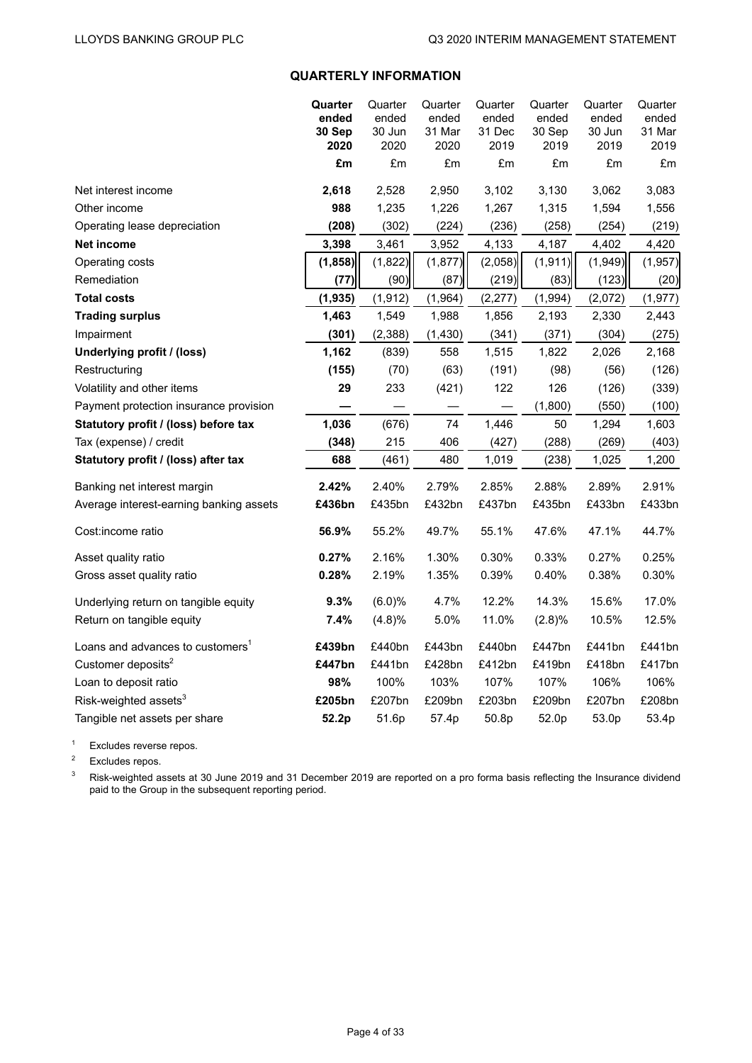## QUARTERLY INFORMATION

| | **Quarter ended 30 Sep 2020** | Quarter ended 30 Jun 2020 | Quarter ended 31 Mar 2020 | Quarter ended 31 Dec 2019 | Quarter ended 30 Sep 2019 | Quarter ended 30 Jun 2019 | Quarter ended 31 Mar 2019 |
|---|---|---|---|---|---|---|---|
| | **£m** | £m | £m | £m | £m | £m | £m |
| Net interest income | **2,618** | 2,528 | 2,950 | 3,102 | 3,130 | 3,062 | 3,083 |
| Other income | **988** | 1,235 | 1,226 | 1,267 | 1,315 | 1,594 | 1,556 |
| Operating lease depreciation | **(208)** | (302) | (224) | (236) | (258) | (254) | (219) |
| **Net income** | **3,398** | 3,461 | 3,952 | 4,133 | 4,187 | 4,402 | 4,420 |
| Operating costs | **(1,858)** | (1,822) | (1,877) | (2,058) | (1,911) | (1,949) | (1,957) |
| Remediation | **(77)** | (90) | (87) | (219) | (83) | (123) | (20) |
| **Total costs** | **(1,935)** | (1,912) | (1,964) | (2,277) | (1,994) | (2,072) | (1,977) |
| **Trading surplus** | **1,463** | 1,549 | 1,988 | 1,856 | 2,193 | 2,330 | 2,443 |
| Impairment | **(301)** | (2,388) | (1,430) | (341) | (371) | (304) | (275) |
| **Underlying profit / (loss)** | **1,162** | (839) | 558 | 1,515 | 1,822 | 2,026 | 2,168 |
| Restructuring | **(155)** | (70) | (63) | (191) | (98) | (56) | (126) |
| Volatility and other items | **29** | 233 | (421) | 122 | 126 | (126) | (339) |
| Payment protection insurance provision | **—** | — | — | — | (1,800) | (550) | (100) |
| **Statutory profit / (loss) before tax** | **1,036** | (676) | 74 | 1,446 | 50 | 1,294 | 1,603 |
| Tax (expense) / credit | **(348)** | 215 | 406 | (427) | (288) | (269) | (403) |
| **Statutory profit / (loss) after tax** | **688** | (461) | 480 | 1,019 | (238) | 1,025 | 1,200 |
| Banking net interest margin | **2.42%** | 2.40% | 2.79% | 2.85% | 2.88% | 2.89% | 2.91% |
| Average interest-earning banking assets | **£436bn** | £435bn | £432bn | £437bn | £435bn | £433bn | £433bn |
| Cost:income ratio | **56.9%** | 55.2% | 49.7% | 55.1% | 47.6% | 47.1% | 44.7% |
| Asset quality ratio | **0.27%** | 2.16% | 1.30% | 0.30% | 0.33% | 0.27% | 0.25% |
| Gross asset quality ratio | **0.28%** | 2.19% | 1.35% | 0.39% | 0.40% | 0.38% | 0.30% |
| Underlying return on tangible equity | **9.3%** | (6.0)% | 4.7% | 12.2% | 14.3% | 15.6% | 17.0% |
| Return on tangible equity | **7.4%** | (4.8)% | 5.0% | 11.0% | (2.8)% | 10.5% | 12.5% |
| Loans and advances to customers[1] | **£439bn** | £440bn | £443bn | £440bn | £447bn | £441bn | £441bn |
| Customer deposits[2] | **£447bn** | £441bn | £428bn | £412bn | £419bn | £418bn | £417bn |
| Loan to deposit ratio | **98%** | 100% | 103% | 107% | 107% | 106% | 106% |
| Risk-weighted assets[3] | **£205bn** | £207bn | £209bn | £203bn | £209bn | £207bn | £208bn |
| Tangible net assets per share | **52.2p** | 51.6p | 57.4p | 50.8p | 52.0p | 53.0p | 53.4p |

[1] Excludes reverse repos.

[2] Excludes repos.

[3] Risk-weighted assets at 30 June 2019 and 31 December 2019 are reported on a pro forma basis reflecting the Insurance dividend paid to the Group in the subsequent reporting period.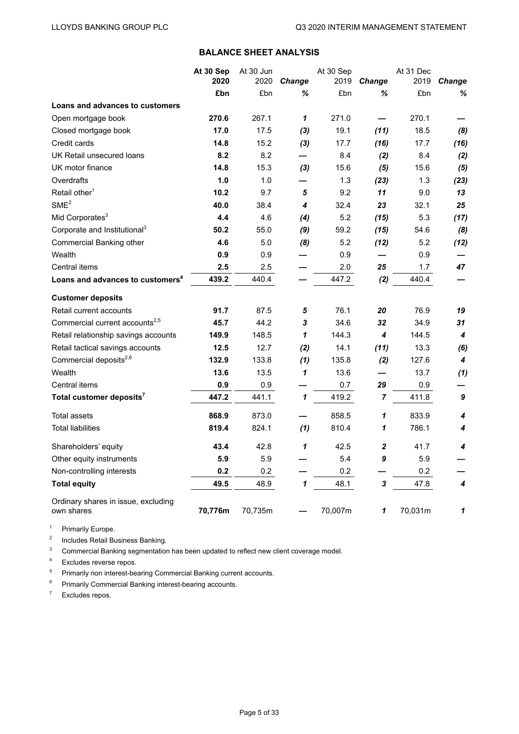## BALANCE SHEET ANALYSIS

| | At 30 Sep 2020 | At 30 Jun 2020 | Change | At 30 Sep 2019 | Change | At 31 Dec 2019 | Change |
|---|---|---|---|---|---|---|---|
| | **£bn** | £bn | *%* | £bn | *%* | £bn | *%* |
| **Loans and advances to customers** | | | | | | | |
| Open mortgage book | **270.6** | 267.1 | ***1*** | 271.0 | **—** | 270.1 | **—** |
| Closed mortgage book | **17.0** | 17.5 | ***(3)*** | 19.1 | ***(11)*** | 18.5 | ***(8)*** |
| Credit cards | **14.8** | 15.2 | ***(3)*** | 17.7 | ***(16)*** | 17.7 | ***(16)*** |
| UK Retail unsecured loans | **8.2** | 8.2 | **—** | 8.4 | ***(2)*** | 8.4 | ***(2)*** |
| UK motor finance | **14.8** | 15.3 | ***(3)*** | 15.6 | ***(5)*** | 15.6 | ***(5)*** |
| Overdrafts | **1.0** | 1.0 | **—** | 1.3 | ***(23)*** | 1.3 | ***(23)*** |
| Retail other[1] | **10.2** | 9.7 | ***5*** | 9.2 | ***11*** | 9.0 | ***13*** |
| SME[2] | **40.0** | 38.4 | ***4*** | 32.4 | ***23*** | 32.1 | ***25*** |
| Mid Corporates[3] | **4.4** | 4.6 | ***(4)*** | 5.2 | ***(15)*** | 5.3 | ***(17)*** |
| Corporate and Institutional[3] | **50.2** | 55.0 | ***(9)*** | 59.2 | ***(15)*** | 54.6 | ***(8)*** |
| Commercial Banking other | **4.6** | 5.0 | ***(8)*** | 5.2 | ***(12)*** | 5.2 | ***(12)*** |
| Wealth | **0.9** | 0.9 | **—** | 0.9 | **—** | 0.9 | **—** |
| Central items | **2.5** | 2.5 | **—** | 2.0 | ***25*** | 1.7 | ***47*** |
| **Loans and advances to customers[4]** | **439.2** | 440.4 | **—** | 447.2 | ***(2)*** | 440.4 | **—** |
| **Customer deposits** | | | | | | | |
| Retail current accounts | **91.7** | 87.5 | ***5*** | 76.1 | ***20*** | 76.9 | ***19*** |
| Commercial current accounts[2,5] | **45.7** | 44.2 | ***3*** | 34.6 | ***32*** | 34.9 | ***31*** |
| Retail relationship savings accounts | **149.9** | 148.5 | ***1*** | 144.3 | ***4*** | 144.5 | ***4*** |
| Retail tactical savings accounts | **12.5** | 12.7 | ***(2)*** | 14.1 | ***(11)*** | 13.3 | ***(6)*** |
| Commercial deposits[2,6] | **132.9** | 133.8 | ***(1)*** | 135.8 | ***(2)*** | 127.6 | ***4*** |
| Wealth | **13.6** | 13.5 | ***1*** | 13.6 | **—** | 13.7 | ***(1)*** |
| Central items | **0.9** | 0.9 | **—** | 0.7 | ***29*** | 0.9 | **—** |
| **Total customer deposits[7]** | **447.2** | 441.1 | ***1*** | 419.2 | ***7*** | 411.8 | ***9*** |
| Total assets | **868.9** | 873.0 | **—** | 858.5 | ***1*** | 833.9 | ***4*** |
| Total liabilities | **819.4** | 824.1 | ***(1)*** | 810.4 | ***1*** | 786.1 | ***4*** |
| Shareholders' equity | **43.4** | 42.8 | ***1*** | 42.5 | ***2*** | 41.7 | ***4*** |
| Other equity instruments | **5.9** | 5.9 | **—** | 5.4 | ***9*** | 5.9 | **—** |
| Non-controlling interests | **0.2** | 0.2 | **—** | 0.2 | **—** | 0.2 | **—** |
| **Total equity** | **49.5** | 48.9 | ***1*** | 48.1 | ***3*** | 47.8 | ***4*** |
| Ordinary shares in issue, excluding own shares | **70,776m** | 70,735m | **—** | 70,007m | ***1*** | 70,031m | ***1*** |

[1] Primarily Europe.

[2] Includes Retail Business Banking.

[3] Commercial Banking segmentation has been updated to reflect new client coverage model.

[4] Excludes reverse repos.

[5] Primarily non interest-bearing Commercial Banking current accounts.

[6] Primarily Commercial Banking interest-bearing accounts.

[7] Excludes repos.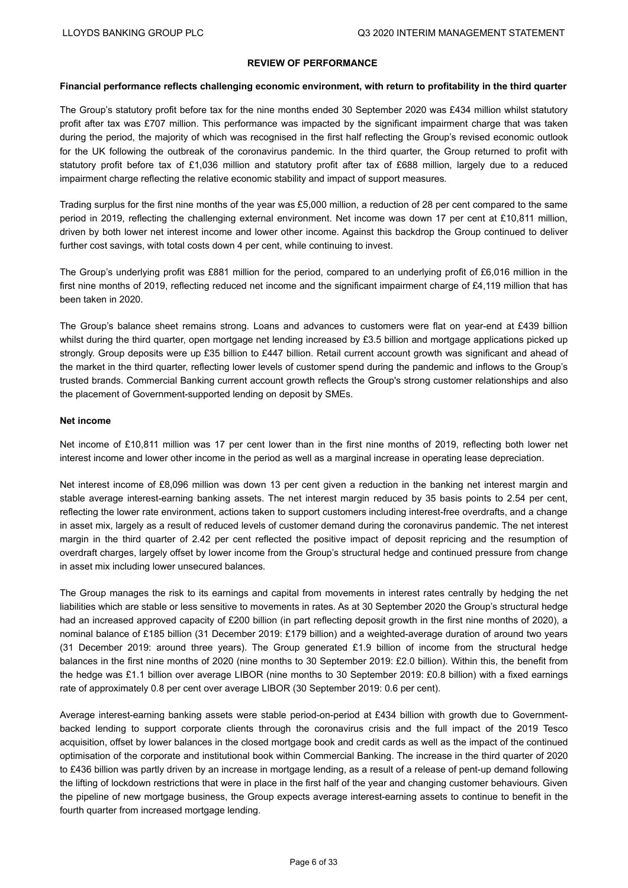## REVIEW OF PERFORMANCE

**Financial performance reflects challenging economic environment, with return to profitability in the third quarter**

The Group's statutory profit before tax for the nine months ended 30 September 2020 was £434 million whilst statutory profit after tax was £707 million. This performance was impacted by the significant impairment charge that was taken during the period, the majority of which was recognised in the first half reflecting the Group's revised economic outlook for the UK following the outbreak of the coronavirus pandemic. In the third quarter, the Group returned to profit with statutory profit before tax of £1,036 million and statutory profit after tax of £688 million, largely due to a reduced impairment charge reflecting the relative economic stability and impact of support measures.

Trading surplus for the first nine months of the year was £5,000 million, a reduction of 28 per cent compared to the same period in 2019, reflecting the challenging external environment. Net income was down 17 per cent at £10,811 million, driven by both lower net interest income and lower other income. Against this backdrop the Group continued to deliver further cost savings, with total costs down 4 per cent, while continuing to invest.

The Group's underlying profit was £881 million for the period, compared to an underlying profit of £6,016 million in the first nine months of 2019, reflecting reduced net income and the significant impairment charge of £4,119 million that has been taken in 2020.

The Group's balance sheet remains strong. Loans and advances to customers were flat on year-end at £439 billion whilst during the third quarter, open mortgage net lending increased by £3.5 billion and mortgage applications picked up strongly. Group deposits were up £35 billion to £447 billion. Retail current account growth was significant and ahead of the market in the third quarter, reflecting lower levels of customer spend during the pandemic and inflows to the Group's trusted brands. Commercial Banking current account growth reflects the Group's strong customer relationships and also the placement of Government-supported lending on deposit by SMEs.

### Net income

Net income of £10,811 million was 17 per cent lower than in the first nine months of 2019, reflecting both lower net interest income and lower other income in the period as well as a marginal increase in operating lease depreciation.

Net interest income of £8,096 million was down 13 per cent given a reduction in the banking net interest margin and stable average interest-earning banking assets. The net interest margin reduced by 35 basis points to 2.54 per cent, reflecting the lower rate environment, actions taken to support customers including interest-free overdrafts, and a change in asset mix, largely as a result of reduced levels of customer demand during the coronavirus pandemic. The net interest margin in the third quarter of 2.42 per cent reflected the positive impact of deposit repricing and the resumption of overdraft charges, largely offset by lower income from the Group's structural hedge and continued pressure from change in asset mix including lower unsecured balances.

The Group manages the risk to its earnings and capital from movements in interest rates centrally by hedging the net liabilities which are stable or less sensitive to movements in rates. As at 30 September 2020 the Group's structural hedge had an increased approved capacity of £200 billion (in part reflecting deposit growth in the first nine months of 2020), a nominal balance of £185 billion (31 December 2019: £179 billion) and a weighted-average duration of around two years (31 December 2019: around three years). The Group generated £1.9 billion of income from the structural hedge balances in the first nine months of 2020 (nine months to 30 September 2019: £2.0 billion). Within this, the benefit from the hedge was £1.1 billion over average LIBOR (nine months to 30 September 2019: £0.8 billion) with a fixed earnings rate of approximately 0.8 per cent over average LIBOR (30 September 2019: 0.6 per cent).

Average interest-earning banking assets were stable period-on-period at £434 billion with growth due to Government-backed lending to support corporate clients through the coronavirus crisis and the full impact of the 2019 Tesco acquisition, offset by lower balances in the closed mortgage book and credit cards as well as the impact of the continued optimisation of the corporate and institutional book within Commercial Banking. The increase in the third quarter of 2020 to £436 billion was partly driven by an increase in mortgage lending, as a result of a release of pent-up demand following the lifting of lockdown restrictions that were in place in the first half of the year and changing customer behaviours. Given the pipeline of new mortgage business, the Group expects average interest-earning assets to continue to benefit in the fourth quarter from increased mortgage lending.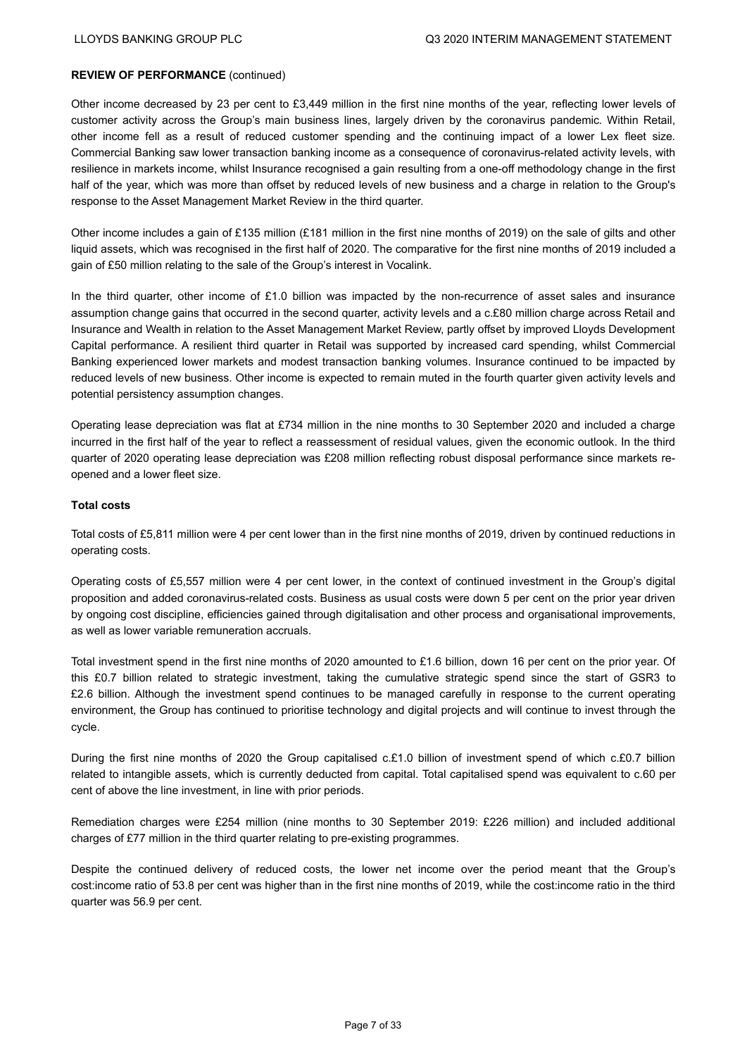**REVIEW OF PERFORMANCE** (continued)

Other income decreased by 23 per cent to £3,449 million in the first nine months of the year, reflecting lower levels of customer activity across the Group's main business lines, largely driven by the coronavirus pandemic. Within Retail, other income fell as a result of reduced customer spending and the continuing impact of a lower Lex fleet size. Commercial Banking saw lower transaction banking income as a consequence of coronavirus-related activity levels, with resilience in markets income, whilst Insurance recognised a gain resulting from a one-off methodology change in the first half of the year, which was more than offset by reduced levels of new business and a charge in relation to the Group's response to the Asset Management Market Review in the third quarter.

Other income includes a gain of £135 million (£181 million in the first nine months of 2019) on the sale of gilts and other liquid assets, which was recognised in the first half of 2020. The comparative for the first nine months of 2019 included a gain of £50 million relating to the sale of the Group's interest in Vocalink.

In the third quarter, other income of £1.0 billion was impacted by the non-recurrence of asset sales and insurance assumption change gains that occurred in the second quarter, activity levels and a c.£80 million charge across Retail and Insurance and Wealth in relation to the Asset Management Market Review, partly offset by improved Lloyds Development Capital performance. A resilient third quarter in Retail was supported by increased card spending, whilst Commercial Banking experienced lower markets and modest transaction banking volumes. Insurance continued to be impacted by reduced levels of new business. Other income is expected to remain muted in the fourth quarter given activity levels and potential persistency assumption changes.

Operating lease depreciation was flat at £734 million in the nine months to 30 September 2020 and included a charge incurred in the first half of the year to reflect a reassessment of residual values, given the economic outlook. In the third quarter of 2020 operating lease depreciation was £208 million reflecting robust disposal performance since markets re-opened and a lower fleet size.

**Total costs**

Total costs of £5,811 million were 4 per cent lower than in the first nine months of 2019, driven by continued reductions in operating costs.

Operating costs of £5,557 million were 4 per cent lower, in the context of continued investment in the Group's digital proposition and added coronavirus-related costs. Business as usual costs were down 5 per cent on the prior year driven by ongoing cost discipline, efficiencies gained through digitalisation and other process and organisational improvements, as well as lower variable remuneration accruals.

Total investment spend in the first nine months of 2020 amounted to £1.6 billion, down 16 per cent on the prior year. Of this £0.7 billion related to strategic investment, taking the cumulative strategic spend since the start of GSR3 to £2.6 billion. Although the investment spend continues to be managed carefully in response to the current operating environment, the Group has continued to prioritise technology and digital projects and will continue to invest through the cycle.

During the first nine months of 2020 the Group capitalised c.£1.0 billion of investment spend of which c.£0.7 billion related to intangible assets, which is currently deducted from capital. Total capitalised spend was equivalent to c.60 per cent of above the line investment, in line with prior periods.

Remediation charges were £254 million (nine months to 30 September 2019: £226 million) and included additional charges of £77 million in the third quarter relating to pre-existing programmes.

Despite the continued delivery of reduced costs, the lower net income over the period meant that the Group's cost:income ratio of 53.8 per cent was higher than in the first nine months of 2019, while the cost:income ratio in the third quarter was 56.9 per cent.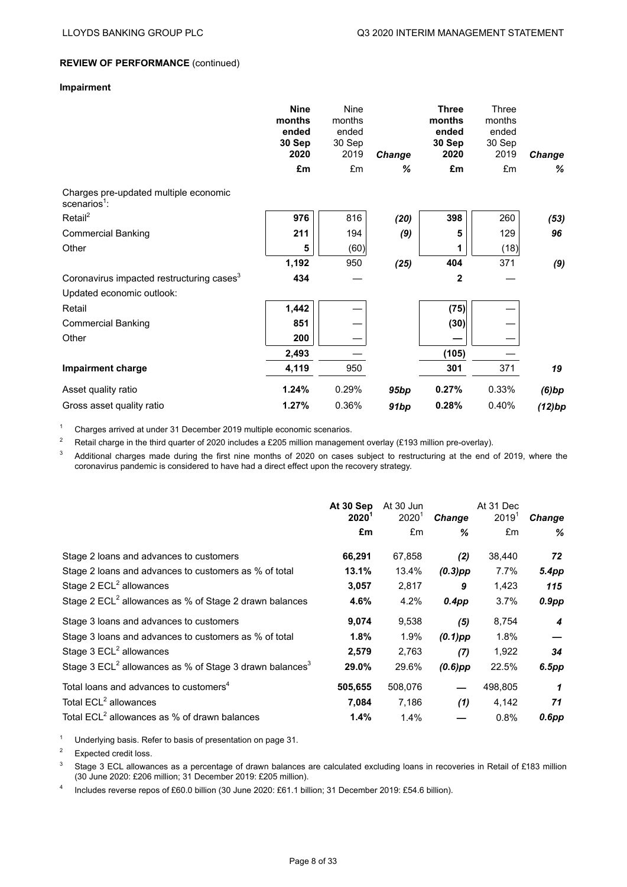## REVIEW OF PERFORMANCE (continued)

### Impairment

| | Nine months ended 30 Sep 2020 £m | Nine months ended 30 Sep 2019 £m | *Change %* | Three months ended 30 Sep 2020 £m | Three months ended 30 Sep 2019 £m | *Change %* |
|---|---|---|---|---|---|---|
| Charges pre-updated multiple economic scenarios[1]: | | | | | | |
| Retail[2] | **976** | 816 | *(20)* | **398** | 260 | *(53)* |
| Commercial Banking | **211** | 194 | *(9)* | **5** | 129 | *96* |
| Other | **5** | (60) | | **1** | (18) | |
| | **1,192** | 950 | *(25)* | **404** | 371 | *(9)* |
| Coronavirus impacted restructuring cases[3] | **434** | — | | **2** | — | |
| Updated economic outlook: | | | | | | |
| Retail | **1,442** | — | | **(75)** | — | |
| Commercial Banking | **851** | — | | **(30)** | — | |
| Other | **200** | — | | **—** | — | |
| | **2,493** | — | | **(105)** | — | |
| **Impairment charge** | **4,119** | 950 | | **301** | 371 | *19* |
| Asset quality ratio | **1.24%** | 0.29% | *95bp* | **0.27%** | 0.33% | *(6)bp* |
| Gross asset quality ratio | **1.27%** | 0.36% | *91bp* | **0.28%** | 0.40% | *(12)bp* |

[1] Charges arrived at under 31 December 2019 multiple economic scenarios.

[2] Retail charge in the third quarter of 2020 includes a £205 million management overlay (£193 million pre-overlay).

[3] Additional charges made during the first nine months of 2020 on cases subject to restructuring at the end of 2019, where the coronavirus pandemic is considered to have had a direct effect upon the recovery strategy.

| | At 30 Sep 2020[1] £m | At 30 Jun 2020[1] £m | *Change %* | At 31 Dec 2019[1] £m | *Change %* |
|---|---|---|---|---|---|
| Stage 2 loans and advances to customers | **66,291** | 67,858 | *(2)* | 38,440 | *72* |
| Stage 2 loans and advances to customers as % of total | **13.1%** | 13.4% | *(0.3)pp* | 7.7% | *5.4pp* |
| Stage 2 ECL[2] allowances | **3,057** | 2,817 | *9* | 1,423 | *115* |
| Stage 2 ECL[2] allowances as % of Stage 2 drawn balances | **4.6%** | 4.2% | *0.4pp* | 3.7% | *0.9pp* |
| Stage 3 loans and advances to customers | **9,074** | 9,538 | *(5)* | 8,754 | *4* |
| Stage 3 loans and advances to customers as % of total | **1.8%** | 1.9% | *(0.1)pp* | 1.8% | *—* |
| Stage 3 ECL[2] allowances | **2,579** | 2,763 | *(7)* | 1,922 | *34* |
| Stage 3 ECL[2] allowances as % of Stage 3 drawn balances[3] | **29.0%** | 29.6% | *(0.6)pp* | 22.5% | *6.5pp* |
| Total loans and advances to customers[4] | **505,655** | 508,076 | *—* | 498,805 | *1* |
| Total ECL[2] allowances | **7,084** | 7,186 | *(1)* | 4,142 | *71* |
| Total ECL[2] allowances as % of drawn balances | **1.4%** | 1.4% | *—* | 0.8% | *0.6pp* |

[1] Underlying basis. Refer to basis of presentation on page 31.

[2] Expected credit loss.

[3] Stage 3 ECL allowances as a percentage of drawn balances are calculated excluding loans in recoveries in Retail of £183 million (30 June 2020: £206 million; 31 December 2019: £205 million).

[4] Includes reverse repos of £60.0 billion (30 June 2020: £61.1 billion; 31 December 2019: £54.6 billion).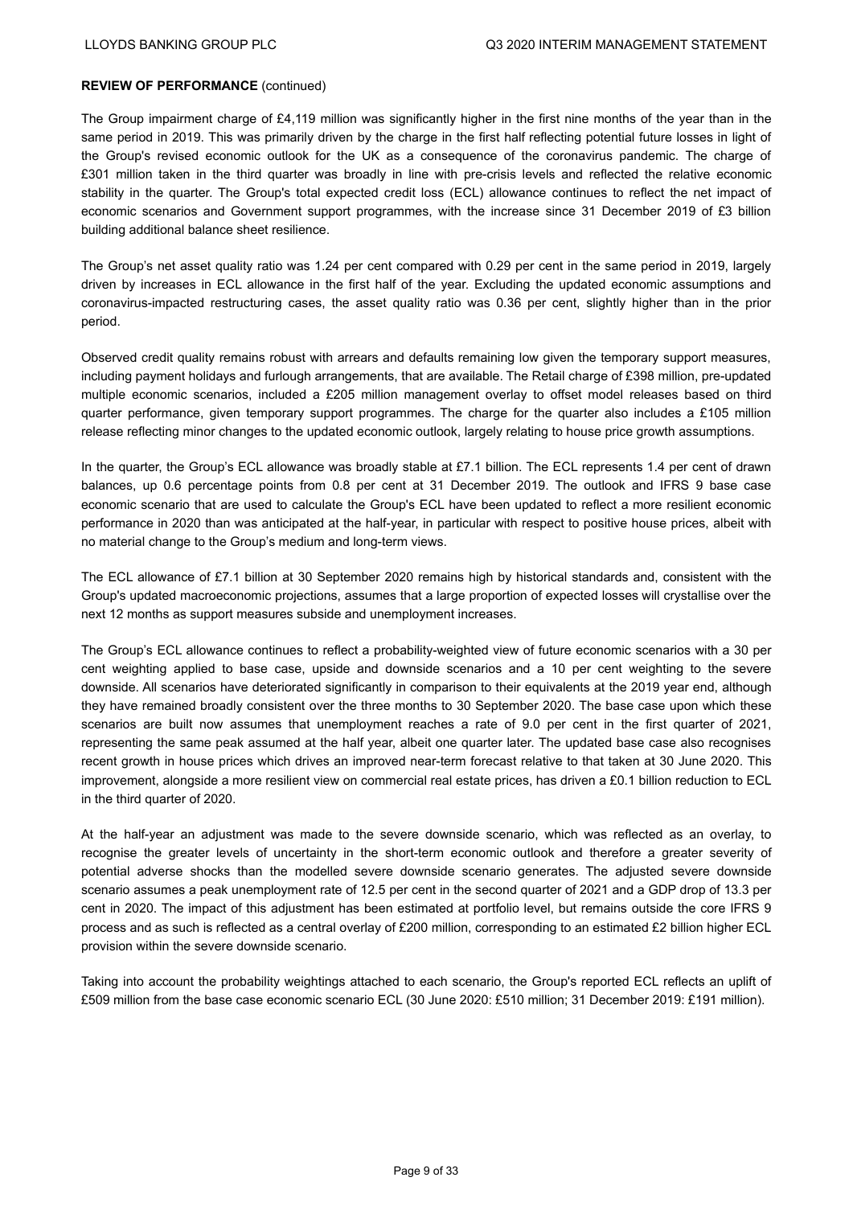**REVIEW OF PERFORMANCE** (continued)

The Group impairment charge of £4,119 million was significantly higher in the first nine months of the year than in the same period in 2019. This was primarily driven by the charge in the first half reflecting potential future losses in light of the Group's revised economic outlook for the UK as a consequence of the coronavirus pandemic. The charge of £301 million taken in the third quarter was broadly in line with pre-crisis levels and reflected the relative economic stability in the quarter. The Group's total expected credit loss (ECL) allowance continues to reflect the net impact of economic scenarios and Government support programmes, with the increase since 31 December 2019 of £3 billion building additional balance sheet resilience.

The Group's net asset quality ratio was 1.24 per cent compared with 0.29 per cent in the same period in 2019, largely driven by increases in ECL allowance in the first half of the year. Excluding the updated economic assumptions and coronavirus-impacted restructuring cases, the asset quality ratio was 0.36 per cent, slightly higher than in the prior period.

Observed credit quality remains robust with arrears and defaults remaining low given the temporary support measures, including payment holidays and furlough arrangements, that are available. The Retail charge of £398 million, pre-updated multiple economic scenarios, included a £205 million management overlay to offset model releases based on third quarter performance, given temporary support programmes. The charge for the quarter also includes a £105 million release reflecting minor changes to the updated economic outlook, largely relating to house price growth assumptions.

In the quarter, the Group's ECL allowance was broadly stable at £7.1 billion. The ECL represents 1.4 per cent of drawn balances, up 0.6 percentage points from 0.8 per cent at 31 December 2019. The outlook and IFRS 9 base case economic scenario that are used to calculate the Group's ECL have been updated to reflect a more resilient economic performance in 2020 than was anticipated at the half-year, in particular with respect to positive house prices, albeit with no material change to the Group's medium and long-term views.

The ECL allowance of £7.1 billion at 30 September 2020 remains high by historical standards and, consistent with the Group's updated macroeconomic projections, assumes that a large proportion of expected losses will crystallise over the next 12 months as support measures subside and unemployment increases.

The Group's ECL allowance continues to reflect a probability-weighted view of future economic scenarios with a 30 per cent weighting applied to base case, upside and downside scenarios and a 10 per cent weighting to the severe downside. All scenarios have deteriorated significantly in comparison to their equivalents at the 2019 year end, although they have remained broadly consistent over the three months to 30 September 2020. The base case upon which these scenarios are built now assumes that unemployment reaches a rate of 9.0 per cent in the first quarter of 2021, representing the same peak assumed at the half year, albeit one quarter later. The updated base case also recognises recent growth in house prices which drives an improved near-term forecast relative to that taken at 30 June 2020. This improvement, alongside a more resilient view on commercial real estate prices, has driven a £0.1 billion reduction to ECL in the third quarter of 2020.

At the half-year an adjustment was made to the severe downside scenario, which was reflected as an overlay, to recognise the greater levels of uncertainty in the short-term economic outlook and therefore a greater severity of potential adverse shocks than the modelled severe downside scenario generates. The adjusted severe downside scenario assumes a peak unemployment rate of 12.5 per cent in the second quarter of 2021 and a GDP drop of 13.3 per cent in 2020. The impact of this adjustment has been estimated at portfolio level, but remains outside the core IFRS 9 process and as such is reflected as a central overlay of £200 million, corresponding to an estimated £2 billion higher ECL provision within the severe downside scenario.

Taking into account the probability weightings attached to each scenario, the Group's reported ECL reflects an uplift of £509 million from the base case economic scenario ECL (30 June 2020: £510 million; 31 December 2019: £191 million).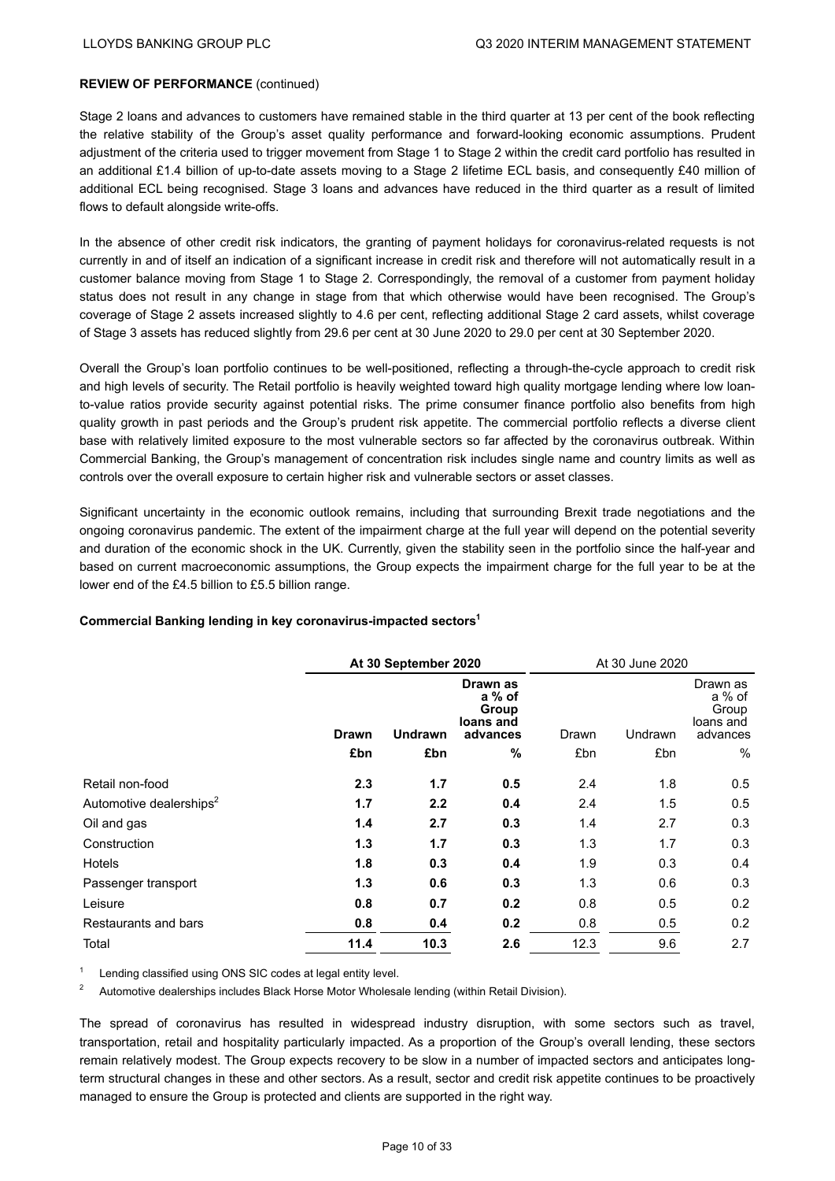**REVIEW OF PERFORMANCE** (continued)

Stage 2 loans and advances to customers have remained stable in the third quarter at 13 per cent of the book reflecting the relative stability of the Group's asset quality performance and forward-looking economic assumptions. Prudent adjustment of the criteria used to trigger movement from Stage 1 to Stage 2 within the credit card portfolio has resulted in an additional £1.4 billion of up-to-date assets moving to a Stage 2 lifetime ECL basis, and consequently £40 million of additional ECL being recognised. Stage 3 loans and advances have reduced in the third quarter as a result of limited flows to default alongside write-offs.

In the absence of other credit risk indicators, the granting of payment holidays for coronavirus-related requests is not currently in and of itself an indication of a significant increase in credit risk and therefore will not automatically result in a customer balance moving from Stage 1 to Stage 2. Correspondingly, the removal of a customer from payment holiday status does not result in any change in stage from that which otherwise would have been recognised. The Group's coverage of Stage 2 assets increased slightly to 4.6 per cent, reflecting additional Stage 2 card assets, whilst coverage of Stage 3 assets has reduced slightly from 29.6 per cent at 30 June 2020 to 29.0 per cent at 30 September 2020.

Overall the Group's loan portfolio continues to be well-positioned, reflecting a through-the-cycle approach to credit risk and high levels of security. The Retail portfolio is heavily weighted toward high quality mortgage lending where low loan-to-value ratios provide security against potential risks. The prime consumer finance portfolio also benefits from high quality growth in past periods and the Group's prudent risk appetite. The commercial portfolio reflects a diverse client base with relatively limited exposure to the most vulnerable sectors so far affected by the coronavirus outbreak. Within Commercial Banking, the Group's management of concentration risk includes single name and country limits as well as controls over the overall exposure to certain higher risk and vulnerable sectors or asset classes.

Significant uncertainty in the economic outlook remains, including that surrounding Brexit trade negotiations and the ongoing coronavirus pandemic. The extent of the impairment charge at the full year will depend on the potential severity and duration of the economic shock in the UK. Currently, given the stability seen in the portfolio since the half-year and based on current macroeconomic assumptions, the Group expects the impairment charge for the full year to be at the lower end of the £4.5 billion to £5.5 billion range.

**Commercial Banking lending in key coronavirus-impacted sectors**[1]

| | **At 30 September 2020** | | | At 30 June 2020 | | |
|---|---|---|---|---|---|---|
| | **Drawn** | **Undrawn** | **Drawn as a % of Group loans and advances** | Drawn | Undrawn | Drawn as a % of Group loans and advances |
| | **£bn** | **£bn** | **%** | £bn | £bn | % |
| Retail non-food | **2.3** | **1.7** | **0.5** | 2.4 | 1.8 | 0.5 |
| Automotive dealerships[2] | **1.7** | **2.2** | **0.4** | 2.4 | 1.5 | 0.5 |
| Oil and gas | **1.4** | **2.7** | **0.3** | 1.4 | 2.7 | 0.3 |
| Construction | **1.3** | **1.7** | **0.3** | 1.3 | 1.7 | 0.3 |
| Hotels | **1.8** | **0.3** | **0.4** | 1.9 | 0.3 | 0.4 |
| Passenger transport | **1.3** | **0.6** | **0.3** | 1.3 | 0.6 | 0.3 |
| Leisure | **0.8** | **0.7** | **0.2** | 0.8 | 0.5 | 0.2 |
| Restaurants and bars | **0.8** | **0.4** | **0.2** | 0.8 | 0.5 | 0.2 |
| Total | **11.4** | **10.3** | **2.6** | 12.3 | 9.6 | 2.7 |

[1] Lending classified using ONS SIC codes at legal entity level.

[2] Automotive dealerships includes Black Horse Motor Wholesale lending (within Retail Division).

The spread of coronavirus has resulted in widespread industry disruption, with some sectors such as travel, transportation, retail and hospitality particularly impacted. As a proportion of the Group's overall lending, these sectors remain relatively modest. The Group expects recovery to be slow in a number of impacted sectors and anticipates long-term structural changes in these and other sectors. As a result, sector and credit risk appetite continues to be proactively managed to ensure the Group is protected and clients are supported in the right way.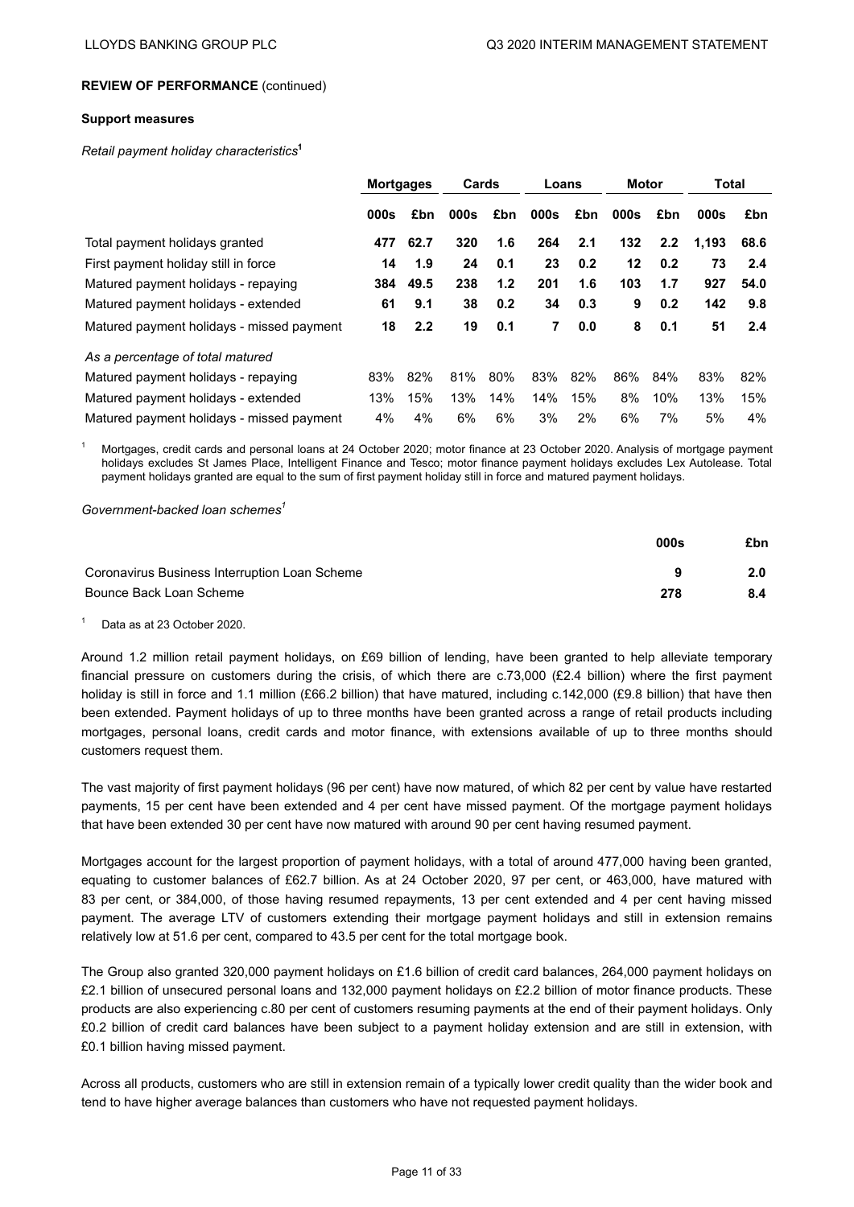**REVIEW OF PERFORMANCE** (continued)

**Support measures**

*Retail payment holiday characteristics*[1]

| | Mortgages | | Cards | | Loans | | Motor | | Total | |
|---|---|---|---|---|---|---|---|---|---|---|
| | 000s | £bn | 000s | £bn | 000s | £bn | 000s | £bn | 000s | £bn |
| Total payment holidays granted | **477** | **62.7** | **320** | **1.6** | **264** | **2.1** | **132** | **2.2** | **1,193** | **68.6** |
| First payment holiday still in force | **14** | **1.9** | **24** | **0.1** | **23** | **0.2** | **12** | **0.2** | **73** | **2.4** |
| Matured payment holidays - repaying | **384** | **49.5** | **238** | **1.2** | **201** | **1.6** | **103** | **1.7** | **927** | **54.0** |
| Matured payment holidays - extended | **61** | **9.1** | **38** | **0.2** | **34** | **0.3** | **9** | **0.2** | **142** | **9.8** |
| Matured payment holidays - missed payment | **18** | **2.2** | **19** | **0.1** | **7** | **0.0** | **8** | **0.1** | **51** | **2.4** |
| *As a percentage of total matured* | | | | | | | | | | |
| Matured payment holidays - repaying | 83% | 82% | 81% | 80% | 83% | 82% | 86% | 84% | 83% | 82% |
| Matured payment holidays - extended | 13% | 15% | 13% | 14% | 14% | 15% | 8% | 10% | 13% | 15% |
| Matured payment holidays - missed payment | 4% | 4% | 6% | 6% | 3% | 2% | 6% | 7% | 5% | 4% |

[1] Mortgages, credit cards and personal loans at 24 October 2020; motor finance at 23 October 2020. Analysis of mortgage payment holidays excludes St James Place, Intelligent Finance and Tesco; motor finance payment holidays excludes Lex Autolease. Total payment holidays granted are equal to the sum of first payment holiday still in force and matured payment holidays.

*Government-backed loan schemes*[1]

| | 000s | £bn |
|---|---|---|
| Coronavirus Business Interruption Loan Scheme | **9** | **2.0** |
| Bounce Back Loan Scheme | **278** | **8.4** |

[1] Data as at 23 October 2020.

Around 1.2 million retail payment holidays, on £69 billion of lending, have been granted to help alleviate temporary financial pressure on customers during the crisis, of which there are c.73,000 (£2.4 billion) where the first payment holiday is still in force and 1.1 million (£66.2 billion) that have matured, including c.142,000 (£9.8 billion) that have then been extended. Payment holidays of up to three months have been granted across a range of retail products including mortgages, personal loans, credit cards and motor finance, with extensions available of up to three months should customers request them.

The vast majority of first payment holidays (96 per cent) have now matured, of which 82 per cent by value have restarted payments, 15 per cent have been extended and 4 per cent have missed payment. Of the mortgage payment holidays that have been extended 30 per cent have now matured with around 90 per cent having resumed payment.

Mortgages account for the largest proportion of payment holidays, with a total of around 477,000 having been granted, equating to customer balances of £62.7 billion. As at 24 October 2020, 97 per cent, or 463,000, have matured with 83 per cent, or 384,000, of those having resumed repayments, 13 per cent extended and 4 per cent having missed payment. The average LTV of customers extending their mortgage payment holidays and still in extension remains relatively low at 51.6 per cent, compared to 43.5 per cent for the total mortgage book.

The Group also granted 320,000 payment holidays on £1.6 billion of credit card balances, 264,000 payment holidays on £2.1 billion of unsecured personal loans and 132,000 payment holidays on £2.2 billion of motor finance products. These products are also experiencing c.80 per cent of customers resuming payments at the end of their payment holidays. Only £0.2 billion of credit card balances have been subject to a payment holiday extension and are still in extension, with £0.1 billion having missed payment.

Across all products, customers who are still in extension remain of a typically lower credit quality than the wider book and tend to have higher average balances than customers who have not requested payment holidays.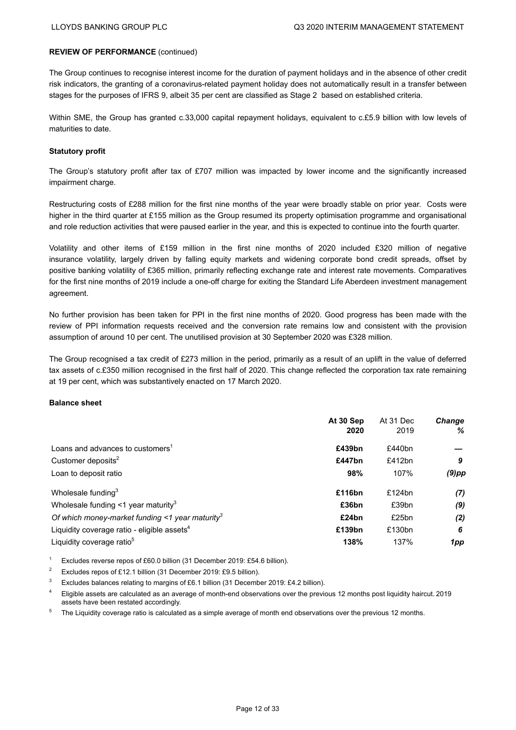**REVIEW OF PERFORMANCE** (continued)

The Group continues to recognise interest income for the duration of payment holidays and in the absence of other credit risk indicators, the granting of a coronavirus-related payment holiday does not automatically result in a transfer between stages for the purposes of IFRS 9, albeit 35 per cent are classified as Stage 2 based on established criteria.

Within SME, the Group has granted c.33,000 capital repayment holidays, equivalent to c.£5.9 billion with low levels of maturities to date.

**Statutory profit**

The Group's statutory profit after tax of £707 million was impacted by lower income and the significantly increased impairment charge.

Restructuring costs of £288 million for the first nine months of the year were broadly stable on prior year. Costs were higher in the third quarter at £155 million as the Group resumed its property optimisation programme and organisational and role reduction activities that were paused earlier in the year, and this is expected to continue into the fourth quarter.

Volatility and other items of £159 million in the first nine months of 2020 included £320 million of negative insurance volatility, largely driven by falling equity markets and widening corporate bond credit spreads, offset by positive banking volatility of £365 million, primarily reflecting exchange rate and interest rate movements. Comparatives for the first nine months of 2019 include a one-off charge for exiting the Standard Life Aberdeen investment management agreement.

No further provision has been taken for PPI in the first nine months of 2020. Good progress has been made with the review of PPI information requests received and the conversion rate remains low and consistent with the provision assumption of around 10 per cent. The unutilised provision at 30 September 2020 was £328 million.

The Group recognised a tax credit of £273 million in the period, primarily as a result of an uplift in the value of deferred tax assets of c.£350 million recognised in the first half of 2020. This change reflected the corporation tax rate remaining at 19 per cent, which was substantively enacted on 17 March 2020.

**Balance sheet**

| | **At 30 Sep 2020** | At 31 Dec 2019 | ***Change %*** |
|---|---|---|---|
| Loans and advances to customers[1] | **£439bn** | £440bn | **—** |
| Customer deposits[2] | **£447bn** | £412bn | ***9*** |
| Loan to deposit ratio | **98%** | 107% | ***(9)pp*** |
| Wholesale funding[3] | **£116bn** | £124bn | ***(7)*** |
| Wholesale funding <1 year maturity[3] | **£36bn** | £39bn | ***(9)*** |
| *Of which money-market funding <1 year maturity*[3] | **£24bn** | £25bn | ***(2)*** |
| Liquidity coverage ratio - eligible assets[4] | **£139bn** | £130bn | ***6*** |
| Liquidity coverage ratio[5] | **138%** | 137% | ***1pp*** |

[1] Excludes reverse repos of £60.0 billion (31 December 2019: £54.6 billion).

[2] Excludes repos of £12.1 billion (31 December 2019: £9.5 billion).

[3] Excludes balances relating to margins of £6.1 billion (31 December 2019: £4.2 billion).

[4] Eligible assets are calculated as an average of month-end observations over the previous 12 months post liquidity haircut. 2019 assets have been restated accordingly.

[5] The Liquidity coverage ratio is calculated as a simple average of month end observations over the previous 12 months.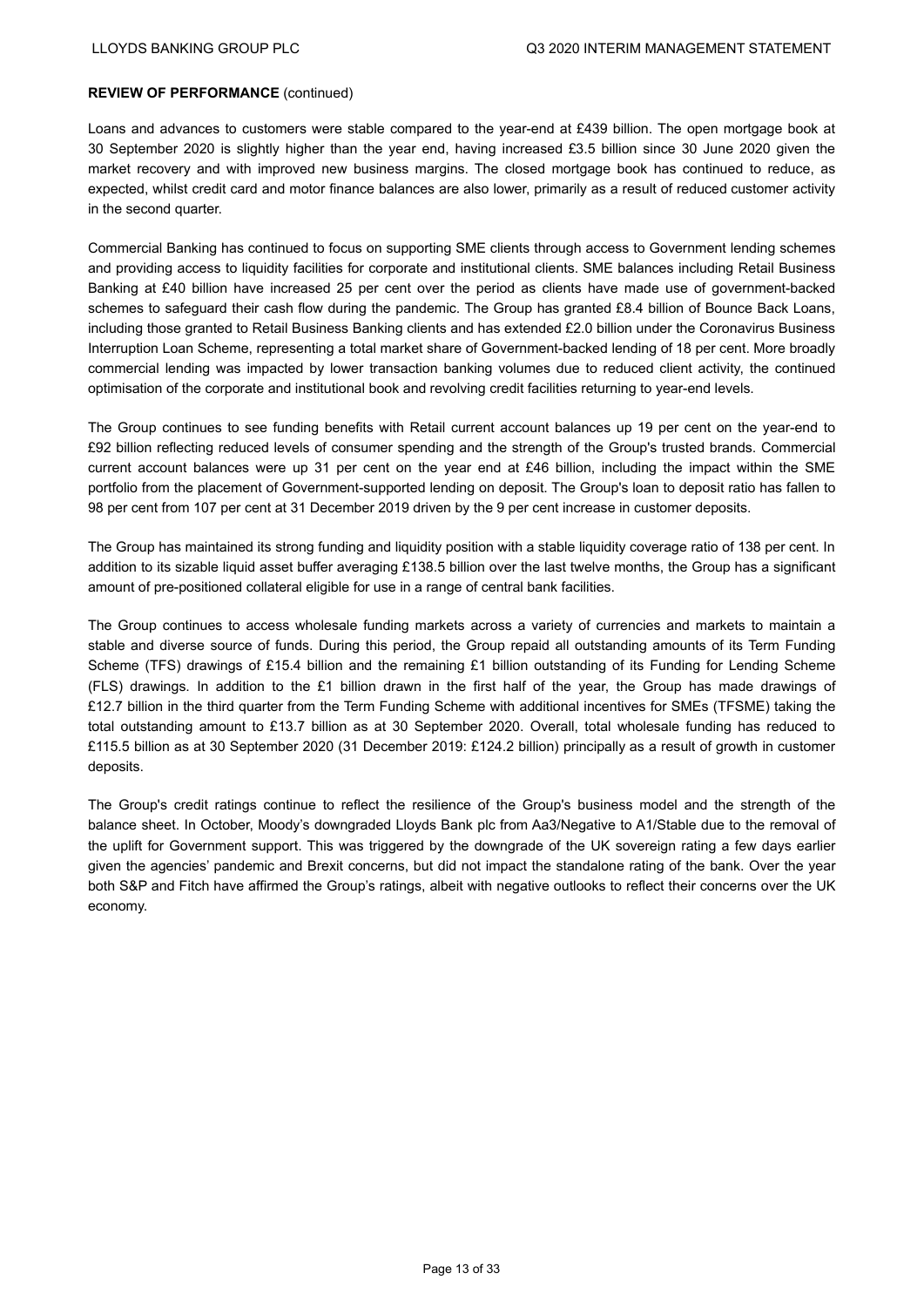**REVIEW OF PERFORMANCE** (continued)

Loans and advances to customers were stable compared to the year-end at £439 billion. The open mortgage book at 30 September 2020 is slightly higher than the year end, having increased £3.5 billion since 30 June 2020 given the market recovery and with improved new business margins. The closed mortgage book has continued to reduce, as expected, whilst credit card and motor finance balances are also lower, primarily as a result of reduced customer activity in the second quarter.

Commercial Banking has continued to focus on supporting SME clients through access to Government lending schemes and providing access to liquidity facilities for corporate and institutional clients. SME balances including Retail Business Banking at £40 billion have increased 25 per cent over the period as clients have made use of government-backed schemes to safeguard their cash flow during the pandemic. The Group has granted £8.4 billion of Bounce Back Loans, including those granted to Retail Business Banking clients and has extended £2.0 billion under the Coronavirus Business Interruption Loan Scheme, representing a total market share of Government-backed lending of 18 per cent. More broadly commercial lending was impacted by lower transaction banking volumes due to reduced client activity, the continued optimisation of the corporate and institutional book and revolving credit facilities returning to year-end levels.

The Group continues to see funding benefits with Retail current account balances up 19 per cent on the year-end to £92 billion reflecting reduced levels of consumer spending and the strength of the Group's trusted brands. Commercial current account balances were up 31 per cent on the year end at £46 billion, including the impact within the SME portfolio from the placement of Government-supported lending on deposit. The Group's loan to deposit ratio has fallen to 98 per cent from 107 per cent at 31 December 2019 driven by the 9 per cent increase in customer deposits.

The Group has maintained its strong funding and liquidity position with a stable liquidity coverage ratio of 138 per cent. In addition to its sizable liquid asset buffer averaging £138.5 billion over the last twelve months, the Group has a significant amount of pre-positioned collateral eligible for use in a range of central bank facilities.

The Group continues to access wholesale funding markets across a variety of currencies and markets to maintain a stable and diverse source of funds. During this period, the Group repaid all outstanding amounts of its Term Funding Scheme (TFS) drawings of £15.4 billion and the remaining £1 billion outstanding of its Funding for Lending Scheme (FLS) drawings. In addition to the £1 billion drawn in the first half of the year, the Group has made drawings of £12.7 billion in the third quarter from the Term Funding Scheme with additional incentives for SMEs (TFSME) taking the total outstanding amount to £13.7 billion as at 30 September 2020. Overall, total wholesale funding has reduced to £115.5 billion as at 30 September 2020 (31 December 2019: £124.2 billion) principally as a result of growth in customer deposits.

The Group's credit ratings continue to reflect the resilience of the Group's business model and the strength of the balance sheet. In October, Moody's downgraded Lloyds Bank plc from Aa3/Negative to A1/Stable due to the removal of the uplift for Government support. This was triggered by the downgrade of the UK sovereign rating a few days earlier given the agencies' pandemic and Brexit concerns, but did not impact the standalone rating of the bank. Over the year both S&P and Fitch have affirmed the Group's ratings, albeit with negative outlooks to reflect their concerns over the UK economy.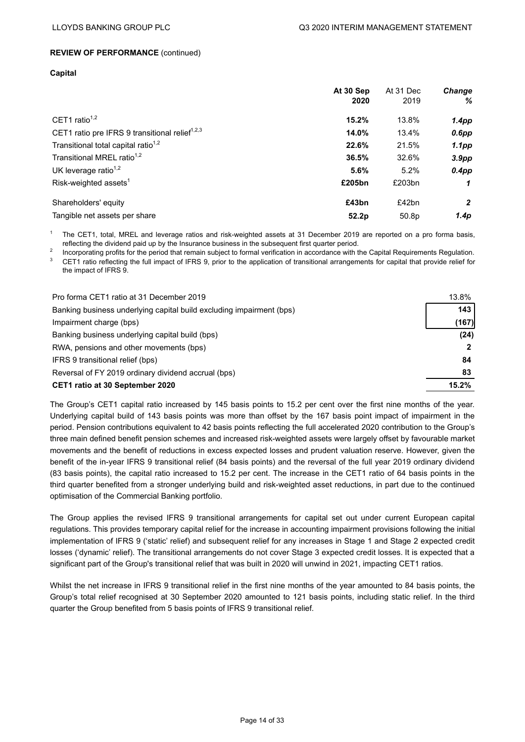**REVIEW OF PERFORMANCE** (continued)

**Capital**

| | **At 30 Sep 2020** | At 31 Dec 2019 | ***Change %*** |
|---|---|---|---|
| CET1 ratio[1,2] | **15.2%** | 13.8% | ***1.4pp*** |
| CET1 ratio pre IFRS 9 transitional relief[1,2,3] | **14.0%** | 13.4% | ***0.6pp*** |
| Transitional total capital ratio[1,2] | **22.6%** | 21.5% | ***1.1pp*** |
| Transitional MREL ratio[1,2] | **36.5%** | 32.6% | ***3.9pp*** |
| UK leverage ratio[1,2] | **5.6%** | 5.2% | ***0.4pp*** |
| Risk-weighted assets[1] | **£205bn** | £203bn | ***1*** |
| Shareholders' equity | **£43bn** | £42bn | ***2*** |
| Tangible net assets per share | **52.2p** | 50.8p | ***1.4p*** |

[1] The CET1, total, MREL and leverage ratios and risk-weighted assets at 31 December 2019 are reported on a pro forma basis, reflecting the dividend paid up by the Insurance business in the subsequent first quarter period.

[2] Incorporating profits for the period that remain subject to formal verification in accordance with the Capital Requirements Regulation.

[3] CET1 ratio reflecting the full impact of IFRS 9, prior to the application of transitional arrangements for capital that provide relief for the impact of IFRS 9.

| | |
|---|---|
| Pro forma CET1 ratio at 31 December 2019 | 13.8% |
| Banking business underlying capital build excluding impairment (bps) | 143 |
| Impairment charge (bps) | (167) |
| Banking business underlying capital build (bps) | **(24)** |
| RWA, pensions and other movements (bps) | **2** |
| IFRS 9 transitional relief (bps) | **84** |
| Reversal of FY 2019 ordinary dividend accrual (bps) | **83** |
| **CET1 ratio at 30 September 2020** | **15.2%** |

The Group's CET1 capital ratio increased by 145 basis points to 15.2 per cent over the first nine months of the year. Underlying capital build of 143 basis points was more than offset by the 167 basis point impact of impairment in the period. Pension contributions equivalent to 42 basis points reflecting the full accelerated 2020 contribution to the Group's three main defined benefit pension schemes and increased risk-weighted assets were largely offset by favourable market movements and the benefit of reductions in excess expected losses and prudent valuation reserve. However, given the benefit of the in-year IFRS 9 transitional relief (84 basis points) and the reversal of the full year 2019 ordinary dividend (83 basis points), the capital ratio increased to 15.2 per cent. The increase in the CET1 ratio of 64 basis points in the third quarter benefited from a stronger underlying build and risk-weighted asset reductions, in part due to the continued optimisation of the Commercial Banking portfolio.

The Group applies the revised IFRS 9 transitional arrangements for capital set out under current European capital regulations. This provides temporary capital relief for the increase in accounting impairment provisions following the initial implementation of IFRS 9 ('static' relief) and subsequent relief for any increases in Stage 1 and Stage 2 expected credit losses ('dynamic' relief). The transitional arrangements do not cover Stage 3 expected credit losses. It is expected that a significant part of the Group's transitional relief that was built in 2020 will unwind in 2021, impacting CET1 ratios.

Whilst the net increase in IFRS 9 transitional relief in the first nine months of the year amounted to 84 basis points, the Group's total relief recognised at 30 September 2020 amounted to 121 basis points, including static relief. In the third quarter the Group benefited from 5 basis points of IFRS 9 transitional relief.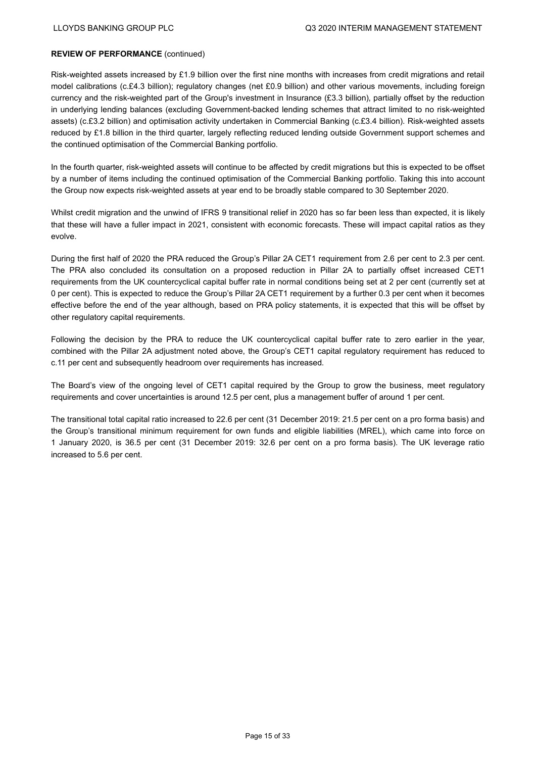**REVIEW OF PERFORMANCE** (continued)

Risk-weighted assets increased by £1.9 billion over the first nine months with increases from credit migrations and retail model calibrations (c.£4.3 billion); regulatory changes (net £0.9 billion) and other various movements, including foreign currency and the risk-weighted part of the Group's investment in Insurance (£3.3 billion), partially offset by the reduction in underlying lending balances (excluding Government-backed lending schemes that attract limited to no risk-weighted assets) (c.£3.2 billion) and optimisation activity undertaken in Commercial Banking (c.£3.4 billion). Risk-weighted assets reduced by £1.8 billion in the third quarter, largely reflecting reduced lending outside Government support schemes and the continued optimisation of the Commercial Banking portfolio.

In the fourth quarter, risk-weighted assets will continue to be affected by credit migrations but this is expected to be offset by a number of items including the continued optimisation of the Commercial Banking portfolio. Taking this into account the Group now expects risk-weighted assets at year end to be broadly stable compared to 30 September 2020.

Whilst credit migration and the unwind of IFRS 9 transitional relief in 2020 has so far been less than expected, it is likely that these will have a fuller impact in 2021, consistent with economic forecasts. These will impact capital ratios as they evolve.

During the first half of 2020 the PRA reduced the Group's Pillar 2A CET1 requirement from 2.6 per cent to 2.3 per cent. The PRA also concluded its consultation on a proposed reduction in Pillar 2A to partially offset increased CET1 requirements from the UK countercyclical capital buffer rate in normal conditions being set at 2 per cent (currently set at 0 per cent). This is expected to reduce the Group's Pillar 2A CET1 requirement by a further 0.3 per cent when it becomes effective before the end of the year although, based on PRA policy statements, it is expected that this will be offset by other regulatory capital requirements.

Following the decision by the PRA to reduce the UK countercyclical capital buffer rate to zero earlier in the year, combined with the Pillar 2A adjustment noted above, the Group's CET1 capital regulatory requirement has reduced to c.11 per cent and subsequently headroom over requirements has increased.

The Board's view of the ongoing level of CET1 capital required by the Group to grow the business, meet regulatory requirements and cover uncertainties is around 12.5 per cent, plus a management buffer of around 1 per cent.

The transitional total capital ratio increased to 22.6 per cent (31 December 2019: 21.5 per cent on a pro forma basis) and the Group's transitional minimum requirement for own funds and eligible liabilities (MREL), which came into force on 1 January 2020, is 36.5 per cent (31 December 2019: 32.6 per cent on a pro forma basis). The UK leverage ratio increased to 5.6 per cent.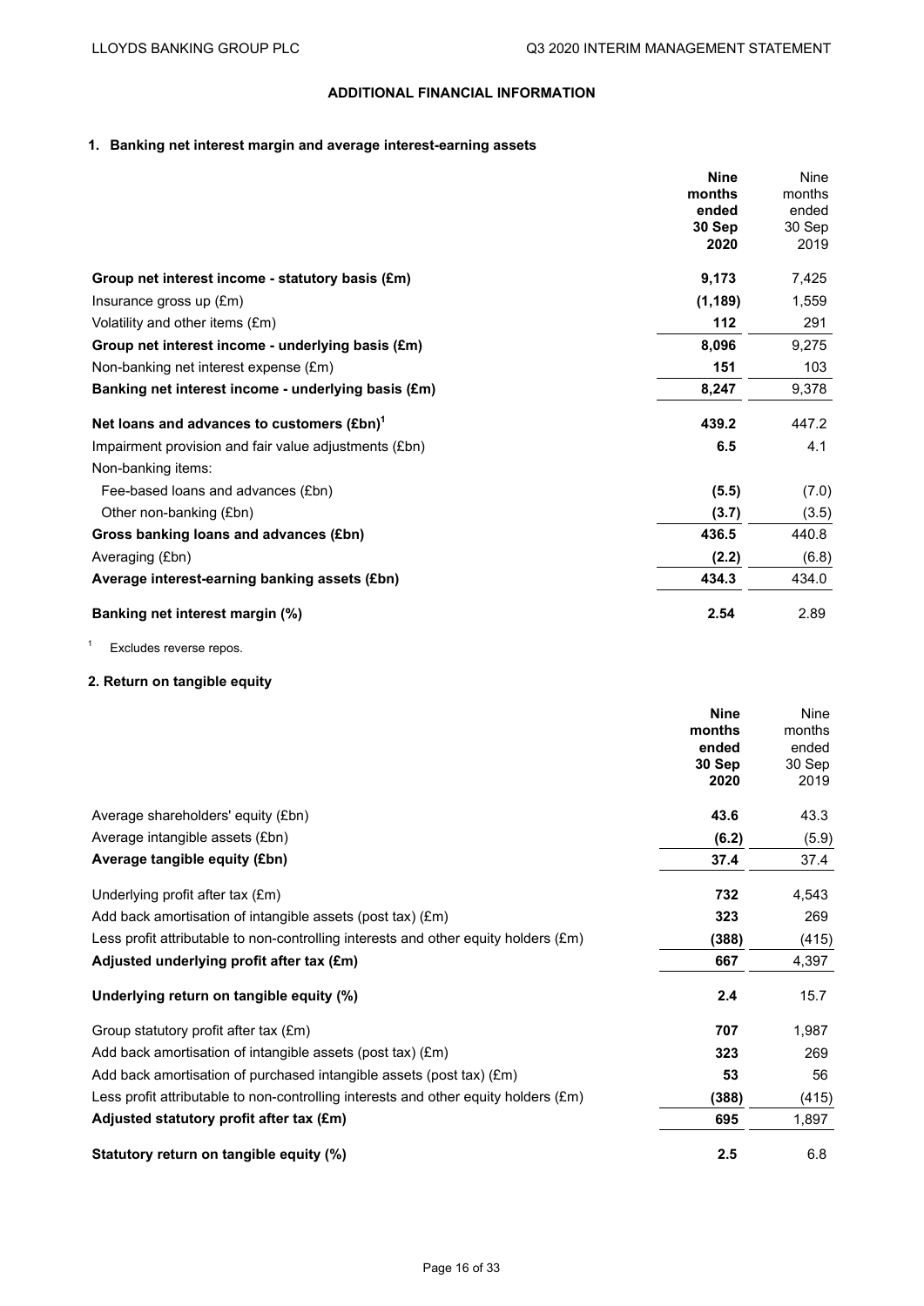## ADDITIONAL FINANCIAL INFORMATION

### 1. Banking net interest margin and average interest-earning assets

| | **Nine months ended 30 Sep 2020** | Nine months ended 30 Sep 2019 |
|---|---|---|
| **Group net interest income - statutory basis (£m)** | **9,173** | 7,425 |
| Insurance gross up (£m) | **(1,189)** | 1,559 |
| Volatility and other items (£m) | **112** | 291 |
| **Group net interest income - underlying basis (£m)** | **8,096** | 9,275 |
| Non-banking net interest expense (£m) | **151** | 103 |
| **Banking net interest income - underlying basis (£m)** | **8,247** | 9,378 |
| **Net loans and advances to customers (£bn)**[1] | **439.2** | 447.2 |
| Impairment provision and fair value adjustments (£bn) | **6.5** | 4.1 |
| Non-banking items: | | |
| Fee-based loans and advances (£bn) | **(5.5)** | (7.0) |
| Other non-banking (£bn) | **(3.7)** | (3.5) |
| **Gross banking loans and advances (£bn)** | **436.5** | 440.8 |
| Averaging (£bn) | **(2.2)** | (6.8) |
| **Average interest-earning banking assets (£bn)** | **434.3** | 434.0 |
| **Banking net interest margin (%)** | **2.54** | 2.89 |

[1] Excludes reverse repos.

### 2. Return on tangible equity

| | **Nine months ended 30 Sep 2020** | Nine months ended 30 Sep 2019 |
|---|---|---|
| Average shareholders' equity (£bn) | **43.6** | 43.3 |
| Average intangible assets (£bn) | **(6.2)** | (5.9) |
| **Average tangible equity (£bn)** | **37.4** | 37.4 |
| Underlying profit after tax (£m) | **732** | 4,543 |
| Add back amortisation of intangible assets (post tax) (£m) | **323** | 269 |
| Less profit attributable to non-controlling interests and other equity holders (£m) | **(388)** | (415) |
| **Adjusted underlying profit after tax (£m)** | **667** | 4,397 |
| **Underlying return on tangible equity (%)** | **2.4** | 15.7 |
| Group statutory profit after tax (£m) | **707** | 1,987 |
| Add back amortisation of intangible assets (post tax) (£m) | **323** | 269 |
| Add back amortisation of purchased intangible assets (post tax) (£m) | **53** | 56 |
| Less profit attributable to non-controlling interests and other equity holders (£m) | **(388)** | (415) |
| **Adjusted statutory profit after tax (£m)** | **695** | 1,897 |
| **Statutory return on tangible equity (%)** | **2.5** | 6.8 |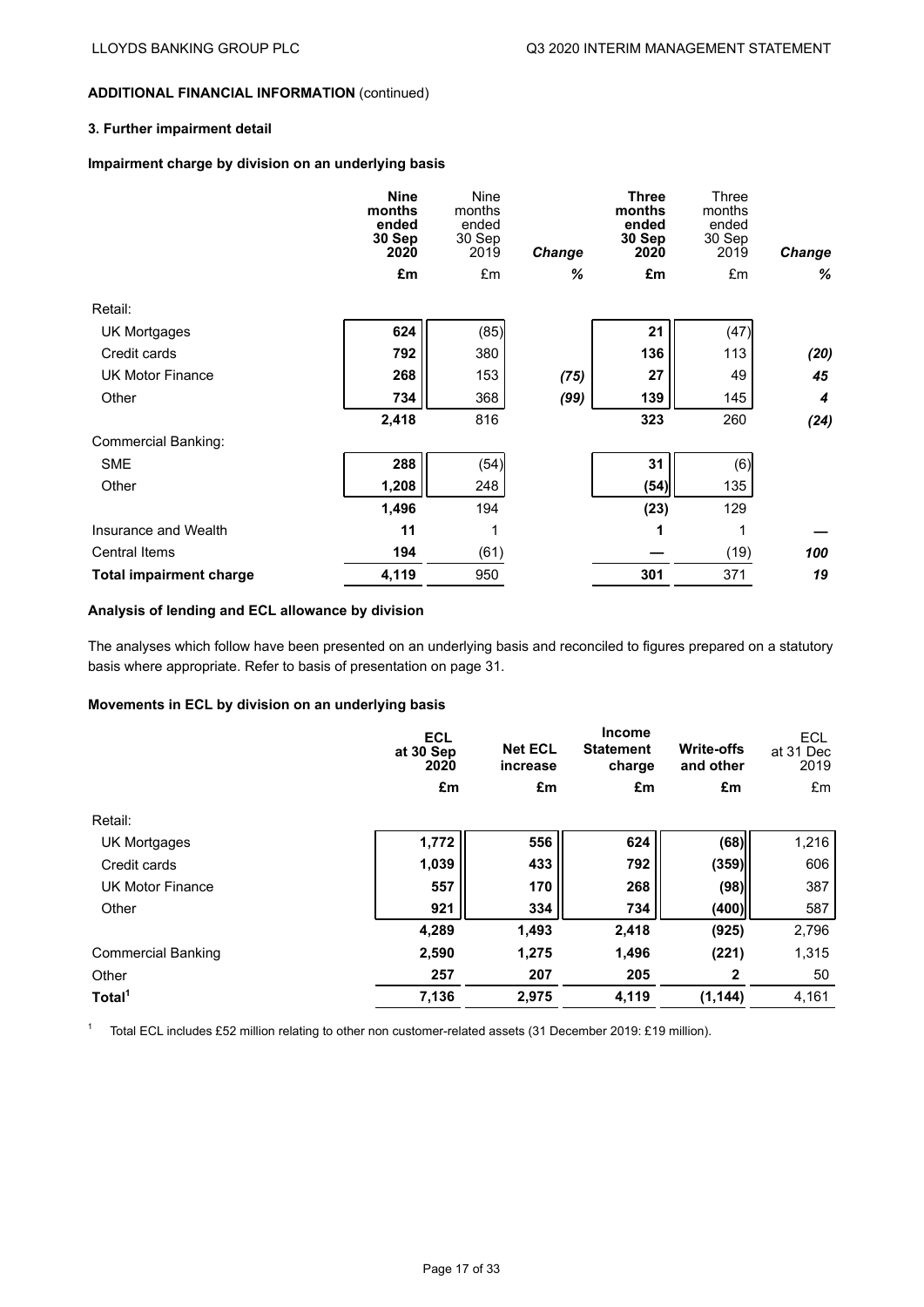## ADDITIONAL FINANCIAL INFORMATION (continued)

### 3. Further impairment detail

**Impairment charge by division on an underlying basis**

| | **Nine months ended 30 Sep 2020** | Nine months ended 30 Sep 2019 | *Change* | **Three months ended 30 Sep 2020** | Three months ended 30 Sep 2019 | *Change* |
|---|---|---|---|---|---|---|
| | **£m** | £m | *%* | **£m** | £m | *%* |
| Retail: | | | | | | |
| UK Mortgages | **624** | (85) | | **21** | (47) | |
| Credit cards | **792** | 380 | | **136** | 113 | ***(20)*** |
| UK Motor Finance | **268** | 153 | ***(75)*** | **27** | 49 | ***45*** |
| Other | **734** | 368 | ***(99)*** | **139** | 145 | ***4*** |
| | **2,418** | 816 | | **323** | 260 | ***(24)*** |
| Commercial Banking: | | | | | | |
| SME | **288** | (54) | | **31** | (6) | |
| Other | **1,208** | 248 | | **(54)** | 135 | |
| | **1,496** | 194 | | **(23)** | 129 | |
| Insurance and Wealth | **11** | 1 | | **1** | 1 | ***—*** |
| Central Items | **194** | (61) | | **—** | (19) | ***100*** |
| **Total impairment charge** | **4,119** | 950 | | **301** | 371 | ***19*** |

**Analysis of lending and ECL allowance by division**

The analyses which follow have been presented on an underlying basis and reconciled to figures prepared on a statutory basis where appropriate. Refer to basis of presentation on page 31.

**Movements in ECL by division on an underlying basis**

| | **ECL at 30 Sep 2020** | **Net ECL increase** | **Income Statement charge** | **Write-offs and other** | ECL at 31 Dec 2019 |
|---|---|---|---|---|---|
| | **£m** | **£m** | **£m** | **£m** | £m |
| Retail: | | | | | |
| UK Mortgages | **1,772** | **556** | **624** | **(68)** | 1,216 |
| Credit cards | **1,039** | **433** | **792** | **(359)** | 606 |
| UK Motor Finance | **557** | **170** | **268** | **(98)** | 387 |
| Other | **921** | **334** | **734** | **(400)** | 587 |
| | **4,289** | **1,493** | **2,418** | **(925)** | 2,796 |
| Commercial Banking | **2,590** | **1,275** | **1,496** | **(221)** | 1,315 |
| Other | **257** | **207** | **205** | **2** | 50 |
| **Total[1]** | **7,136** | **2,975** | **4,119** | **(1,144)** | 4,161 |

[1] Total ECL includes £52 million relating to other non customer-related assets (31 December 2019: £19 million).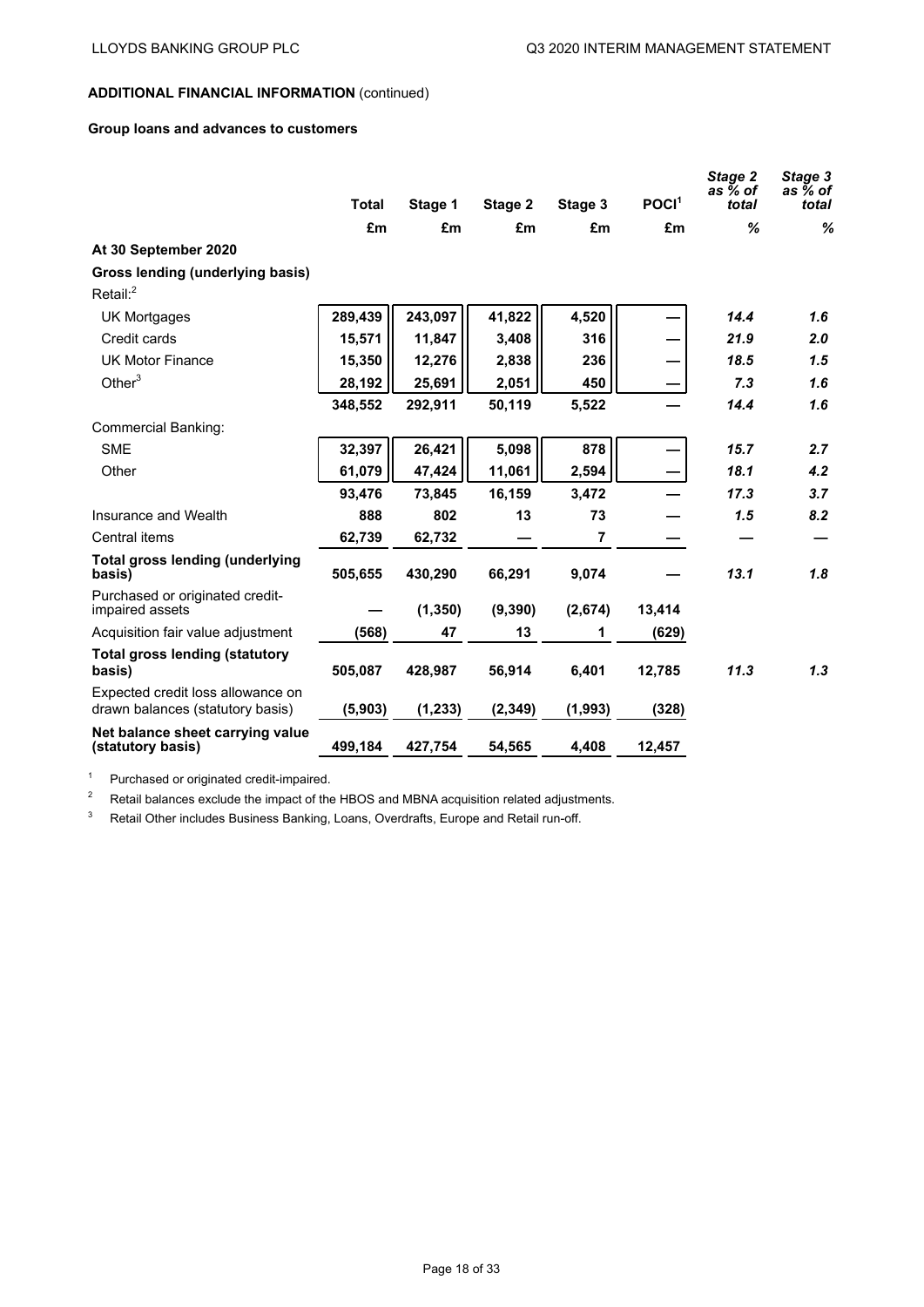**ADDITIONAL FINANCIAL INFORMATION** (continued)

**Group loans and advances to customers**

| | Total | Stage 1 | Stage 2 | Stage 3 | POCI[1] | *Stage 2 as % of total* | *Stage 3 as % of total* |
|---|---|---|---|---|---|---|---|
| | £m | £m | £m | £m | £m | *%* | *%* |
| **At 30 September 2020** | | | | | | | |
| **Gross lending (underlying basis)** | | | | | | | |
| Retail:[2] | | | | | | | |
| UK Mortgages | 289,439 | 243,097 | 41,822 | 4,520 | — | *14.4* | *1.6* |
| Credit cards | 15,571 | 11,847 | 3,408 | 316 | — | *21.9* | *2.0* |
| UK Motor Finance | 15,350 | 12,276 | 2,838 | 236 | — | *18.5* | *1.5* |
| Other[3] | 28,192 | 25,691 | 2,051 | 450 | — | *7.3* | *1.6* |
| | 348,552 | 292,911 | 50,119 | 5,522 | — | *14.4* | *1.6* |
| Commercial Banking: | | | | | | | |
| SME | 32,397 | 26,421 | 5,098 | 878 | — | *15.7* | *2.7* |
| Other | 61,079 | 47,424 | 11,061 | 2,594 | — | *18.1* | *4.2* |
| | 93,476 | 73,845 | 16,159 | 3,472 | — | *17.3* | *3.7* |
| Insurance and Wealth | 888 | 802 | 13 | 73 | — | *1.5* | *8.2* |
| Central items | 62,739 | 62,732 | — | 7 | — | — | — |
| **Total gross lending (underlying basis)** | 505,655 | 430,290 | 66,291 | 9,074 | — | *13.1* | *1.8* |
| Purchased or originated credit-impaired assets | — | (1,350) | (9,390) | (2,674) | 13,414 | | |
| Acquisition fair value adjustment | (568) | 47 | 13 | 1 | (629) | | |
| **Total gross lending (statutory basis)** | 505,087 | 428,987 | 56,914 | 6,401 | 12,785 | *11.3* | *1.3* |
| Expected credit loss allowance on drawn balances (statutory basis) | (5,903) | (1,233) | (2,349) | (1,993) | (328) | | |
| **Net balance sheet carrying value (statutory basis)** | 499,184 | 427,754 | 54,565 | 4,408 | 12,457 | | |

[1] Purchased or originated credit-impaired.

[2] Retail balances exclude the impact of the HBOS and MBNA acquisition related adjustments.

[3] Retail Other includes Business Banking, Loans, Overdrafts, Europe and Retail run-off.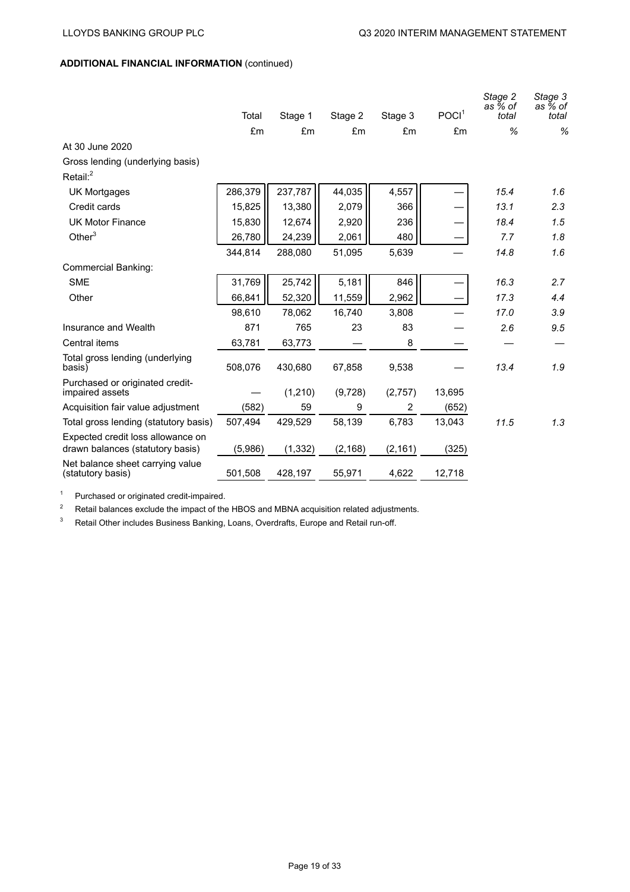**ADDITIONAL FINANCIAL INFORMATION** (continued)

| | Total | Stage 1 | Stage 2 | Stage 3 | POCI[1] | *Stage 2 as % of total* | *Stage 3 as % of total* |
|---|---|---|---|---|---|---|---|
| | £m | £m | £m | £m | £m | *%* | *%* |
| At 30 June 2020 | | | | | | | |
| Gross lending (underlying basis) | | | | | | | |
| Retail:[2] | | | | | | | |
| UK Mortgages | 286,379 | 237,787 | 44,035 | 4,557 | — | *15.4* | *1.6* |
| Credit cards | 15,825 | 13,380 | 2,079 | 366 | — | *13.1* | *2.3* |
| UK Motor Finance | 15,830 | 12,674 | 2,920 | 236 | — | *18.4* | *1.5* |
| Other[3] | 26,780 | 24,239 | 2,061 | 480 | — | *7.7* | *1.8* |
| | 344,814 | 288,080 | 51,095 | 5,639 | — | *14.8* | *1.6* |
| Commercial Banking: | | | | | | | |
| SME | 31,769 | 25,742 | 5,181 | 846 | — | *16.3* | *2.7* |
| Other | 66,841 | 52,320 | 11,559 | 2,962 | — | *17.3* | *4.4* |
| | 98,610 | 78,062 | 16,740 | 3,808 | — | *17.0* | *3.9* |
| Insurance and Wealth | 871 | 765 | 23 | 83 | — | *2.6* | *9.5* |
| Central items | 63,781 | 63,773 | — | 8 | — | *—* | *—* |
| Total gross lending (underlying basis) | 508,076 | 430,680 | 67,858 | 9,538 | — | *13.4* | *1.9* |
| Purchased or originated credit-impaired assets | — | (1,210) | (9,728) | (2,757) | 13,695 | | |
| Acquisition fair value adjustment | (582) | 59 | 9 | 2 | (652) | | |
| Total gross lending (statutory basis) | 507,494 | 429,529 | 58,139 | 6,783 | 13,043 | *11.5* | *1.3* |
| Expected credit loss allowance on drawn balances (statutory basis) | (5,986) | (1,332) | (2,168) | (2,161) | (325) | | |
| Net balance sheet carrying value (statutory basis) | 501,508 | 428,197 | 55,971 | 4,622 | 12,718 | | |

[1] Purchased or originated credit-impaired.

[2] Retail balances exclude the impact of the HBOS and MBNA acquisition related adjustments.

[3] Retail Other includes Business Banking, Loans, Overdrafts, Europe and Retail run-off.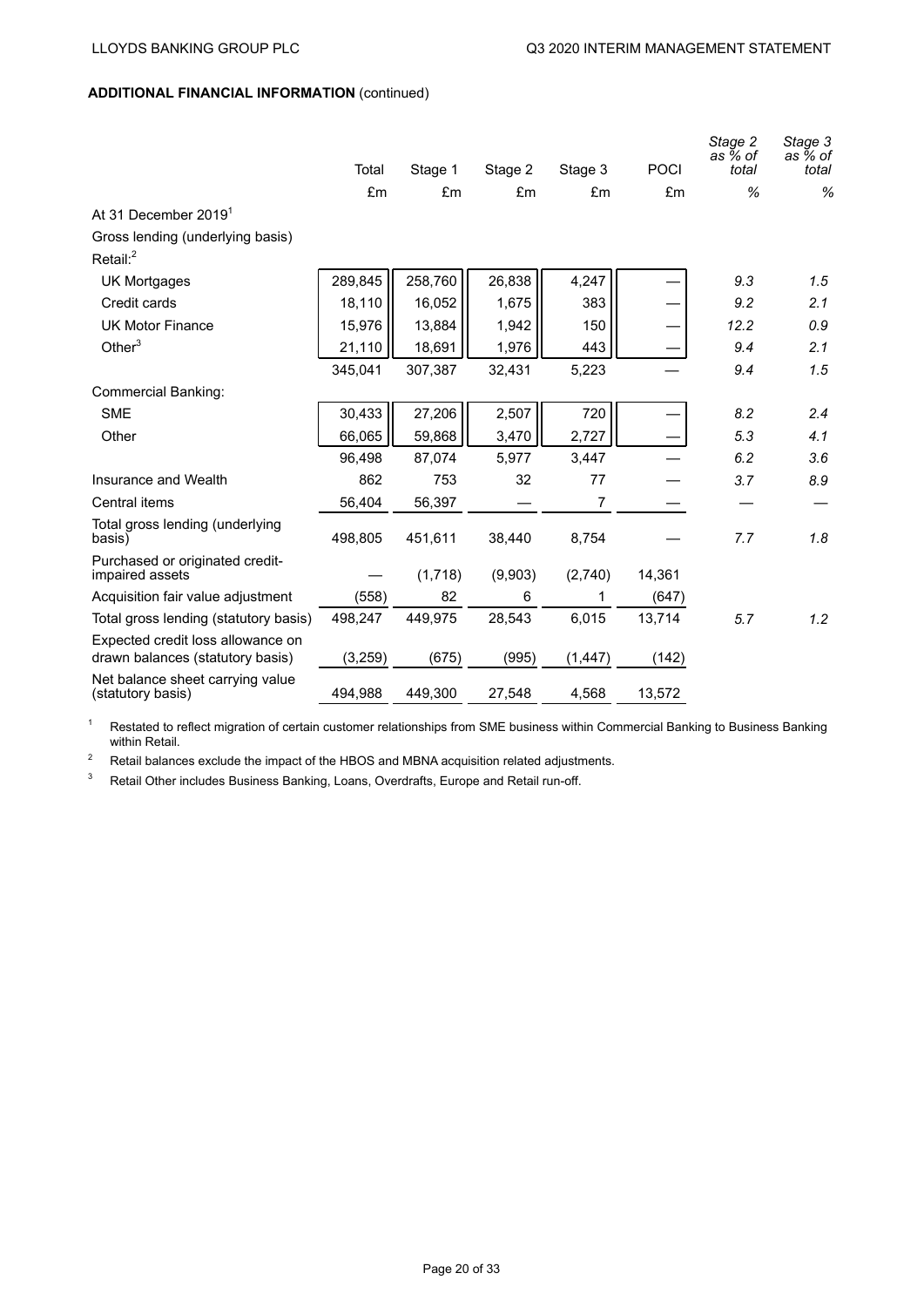## ADDITIONAL FINANCIAL INFORMATION (continued)

| | Total | Stage 1 | Stage 2 | Stage 3 | POCI | *Stage 2 as % of total* | *Stage 3 as % of total* |
|---|---|---|---|---|---|---|---|
| | £m | £m | £m | £m | £m | *%* | *%* |
| At 31 December 2019[1] | | | | | | | |
| Gross lending (underlying basis) | | | | | | | |
| Retail:[2] | | | | | | | |
| UK Mortgages | 289,845 | 258,760 | 26,838 | 4,247 | — | *9.3* | *1.5* |
| Credit cards | 18,110 | 16,052 | 1,675 | 383 | — | *9.2* | *2.1* |
| UK Motor Finance | 15,976 | 13,884 | 1,942 | 150 | — | *12.2* | *0.9* |
| Other[3] | 21,110 | 18,691 | 1,976 | 443 | — | *9.4* | *2.1* |
| | 345,041 | 307,387 | 32,431 | 5,223 | — | *9.4* | *1.5* |
| Commercial Banking: | | | | | | | |
| SME | 30,433 | 27,206 | 2,507 | 720 | — | *8.2* | *2.4* |
| Other | 66,065 | 59,868 | 3,470 | 2,727 | — | *5.3* | *4.1* |
| | 96,498 | 87,074 | 5,977 | 3,447 | — | *6.2* | *3.6* |
| Insurance and Wealth | 862 | 753 | 32 | 77 | — | *3.7* | *8.9* |
| Central items | 56,404 | 56,397 | — | 7 | — | *—* | *—* |
| Total gross lending (underlying basis) | 498,805 | 451,611 | 38,440 | 8,754 | — | *7.7* | *1.8* |
| Purchased or originated credit-impaired assets | — | (1,718) | (9,903) | (2,740) | 14,361 | | |
| Acquisition fair value adjustment | (558) | 82 | 6 | 1 | (647) | | |
| Total gross lending (statutory basis) | 498,247 | 449,975 | 28,543 | 6,015 | 13,714 | *5.7* | *1.2* |
| Expected credit loss allowance on drawn balances (statutory basis) | (3,259) | (675) | (995) | (1,447) | (142) | | |
| Net balance sheet carrying value (statutory basis) | 494,988 | 449,300 | 27,548 | 4,568 | 13,572 | | |

1 Restated to reflect migration of certain customer relationships from SME business within Commercial Banking to Business Banking within Retail.

2 Retail balances exclude the impact of the HBOS and MBNA acquisition related adjustments.

3 Retail Other includes Business Banking, Loans, Overdrafts, Europe and Retail run-off.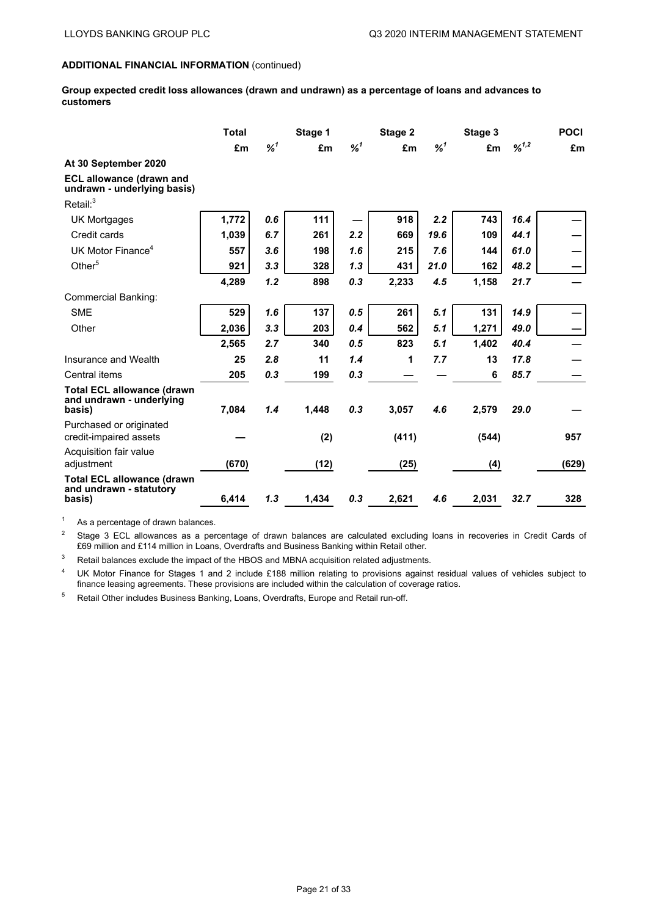**ADDITIONAL FINANCIAL INFORMATION** (continued)

**Group expected credit loss allowances (drawn and undrawn) as a percentage of loans and advances to customers**

| | Total | | Stage 1 | | Stage 2 | | Stage 3 | | POCI |
|---|---|---|---|---|---|---|---|---|---|
| | £m | %[1] | £m | %[1] | £m | %[1] | £m | %[1,2] | £m |
| **At 30 September 2020** | | | | | | | | | |
| **ECL allowance (drawn and undrawn - underlying basis)** | | | | | | | | | |
| Retail:[3] | | | | | | | | | |
| UK Mortgages | 1,772 | 0.6 | 111 | — | 918 | 2.2 | 743 | 16.4 | — |
| Credit cards | 1,039 | 6.7 | 261 | 2.2 | 669 | 19.6 | 109 | 44.1 | — |
| UK Motor Finance[4] | 557 | 3.6 | 198 | 1.6 | 215 | 7.6 | 144 | 61.0 | — |
| Other[5] | 921 | 3.3 | 328 | 1.3 | 431 | 21.0 | 162 | 48.2 | — |
| | 4,289 | 1.2 | 898 | 0.3 | 2,233 | 4.5 | 1,158 | 21.7 | — |
| Commercial Banking: | | | | | | | | | |
| SME | 529 | 1.6 | 137 | 0.5 | 261 | 5.1 | 131 | 14.9 | — |
| Other | 2,036 | 3.3 | 203 | 0.4 | 562 | 5.1 | 1,271 | 49.0 | — |
| | 2,565 | 2.7 | 340 | 0.5 | 823 | 5.1 | 1,402 | 40.4 | — |
| Insurance and Wealth | 25 | 2.8 | 11 | 1.4 | 1 | 7.7 | 13 | 17.8 | — |
| Central items | 205 | 0.3 | 199 | 0.3 | — | — | 6 | 85.7 | — |
| **Total ECL allowance (drawn and undrawn - underlying basis)** | 7,084 | 1.4 | 1,448 | 0.3 | 3,057 | 4.6 | 2,579 | 29.0 | — |
| Purchased or originated credit-impaired assets | — | | (2) | | (411) | | (544) | | 957 |
| Acquisition fair value adjustment | (670) | | (12) | | (25) | | (4) | | (629) |
| **Total ECL allowance (drawn and undrawn - statutory basis)** | 6,414 | 1.3 | 1,434 | 0.3 | 2,621 | 4.6 | 2,031 | 32.7 | 328 |

[1] As a percentage of drawn balances.

[2] Stage 3 ECL allowances as a percentage of drawn balances are calculated excluding loans in recoveries in Credit Cards of £69 million and £114 million in Loans, Overdrafts and Business Banking within Retail other.

[3] Retail balances exclude the impact of the HBOS and MBNA acquisition related adjustments.

[4] UK Motor Finance for Stages 1 and 2 include £188 million relating to provisions against residual values of vehicles subject to finance leasing agreements. These provisions are included within the calculation of coverage ratios.

[5] Retail Other includes Business Banking, Loans, Overdrafts, Europe and Retail run-off.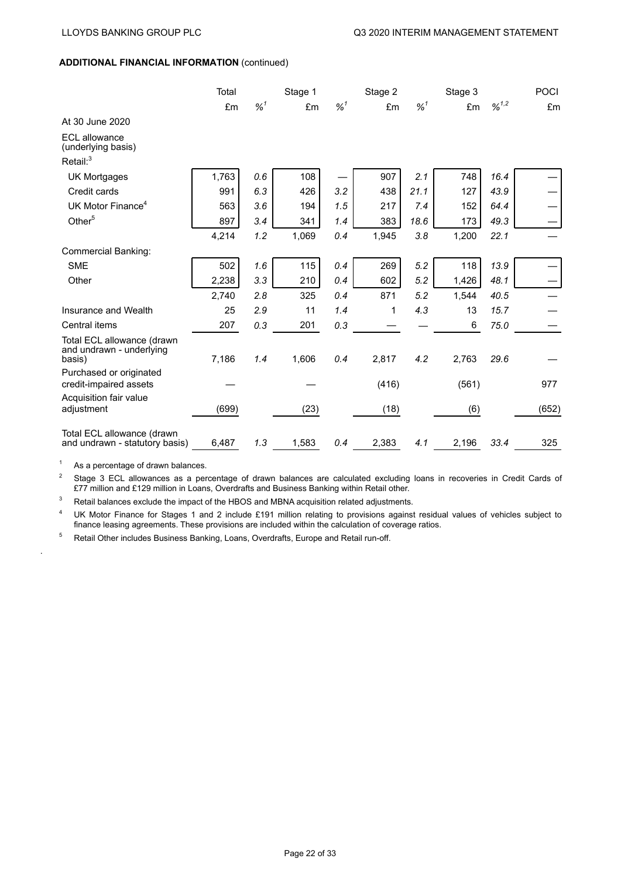**ADDITIONAL FINANCIAL INFORMATION** (continued)

| | Total | | Stage 1 | | Stage 2 | | Stage 3 | | POCI |
|---|---|---|---|---|---|---|---|---|---|
| | £m | %[1] | £m | %[1] | £m | %[1] | £m | %[1,2] | £m |
| At 30 June 2020 | | | | | | | | | |
| ECL allowance (underlying basis) | | | | | | | | | |
| Retail:[3] | | | | | | | | | |
| UK Mortgages | 1,763 | *0.6* | 108 | — | 907 | *2.1* | 748 | *16.4* | — |
| Credit cards | 991 | *6.3* | 426 | *3.2* | 438 | *21.1* | 127 | *43.9* | — |
| UK Motor Finance[4] | 563 | *3.6* | 194 | *1.5* | 217 | *7.4* | 152 | *64.4* | — |
| Other[5] | 897 | *3.4* | 341 | *1.4* | 383 | *18.6* | 173 | *49.3* | — |
| | 4,214 | *1.2* | 1,069 | *0.4* | 1,945 | *3.8* | 1,200 | *22.1* | — |
| Commercial Banking: | | | | | | | | | |
| SME | 502 | *1.6* | 115 | *0.4* | 269 | *5.2* | 118 | *13.9* | — |
| Other | 2,238 | *3.3* | 210 | *0.4* | 602 | *5.2* | 1,426 | *48.1* | — |
| | 2,740 | *2.8* | 325 | *0.4* | 871 | *5.2* | 1,544 | *40.5* | — |
| Insurance and Wealth | 25 | *2.9* | 11 | *1.4* | 1 | *4.3* | 13 | *15.7* | — |
| Central items | 207 | *0.3* | 201 | *0.3* | — | — | 6 | *75.0* | — |
| Total ECL allowance (drawn and undrawn - underlying basis) | 7,186 | *1.4* | 1,606 | *0.4* | 2,817 | *4.2* | 2,763 | *29.6* | — |
| Purchased or originated credit-impaired assets | — | | — | | (416) | | (561) | | 977 |
| Acquisition fair value adjustment | (699) | | (23) | | (18) | | (6) | | (652) |
| Total ECL allowance (drawn and undrawn - statutory basis) | 6,487 | *1.3* | 1,583 | *0.4* | 2,383 | *4.1* | 2,196 | *33.4* | 325 |

[1] As a percentage of drawn balances.

[2] Stage 3 ECL allowances as a percentage of drawn balances are calculated excluding loans in recoveries in Credit Cards of £77 million and £129 million in Loans, Overdrafts and Business Banking within Retail other.

[3] Retail balances exclude the impact of the HBOS and MBNA acquisition related adjustments.

[4] UK Motor Finance for Stages 1 and 2 include £191 million relating to provisions against residual values of vehicles subject to finance leasing agreements. These provisions are included within the calculation of coverage ratios.

[5] Retail Other includes Business Banking, Loans, Overdrafts, Europe and Retail run-off.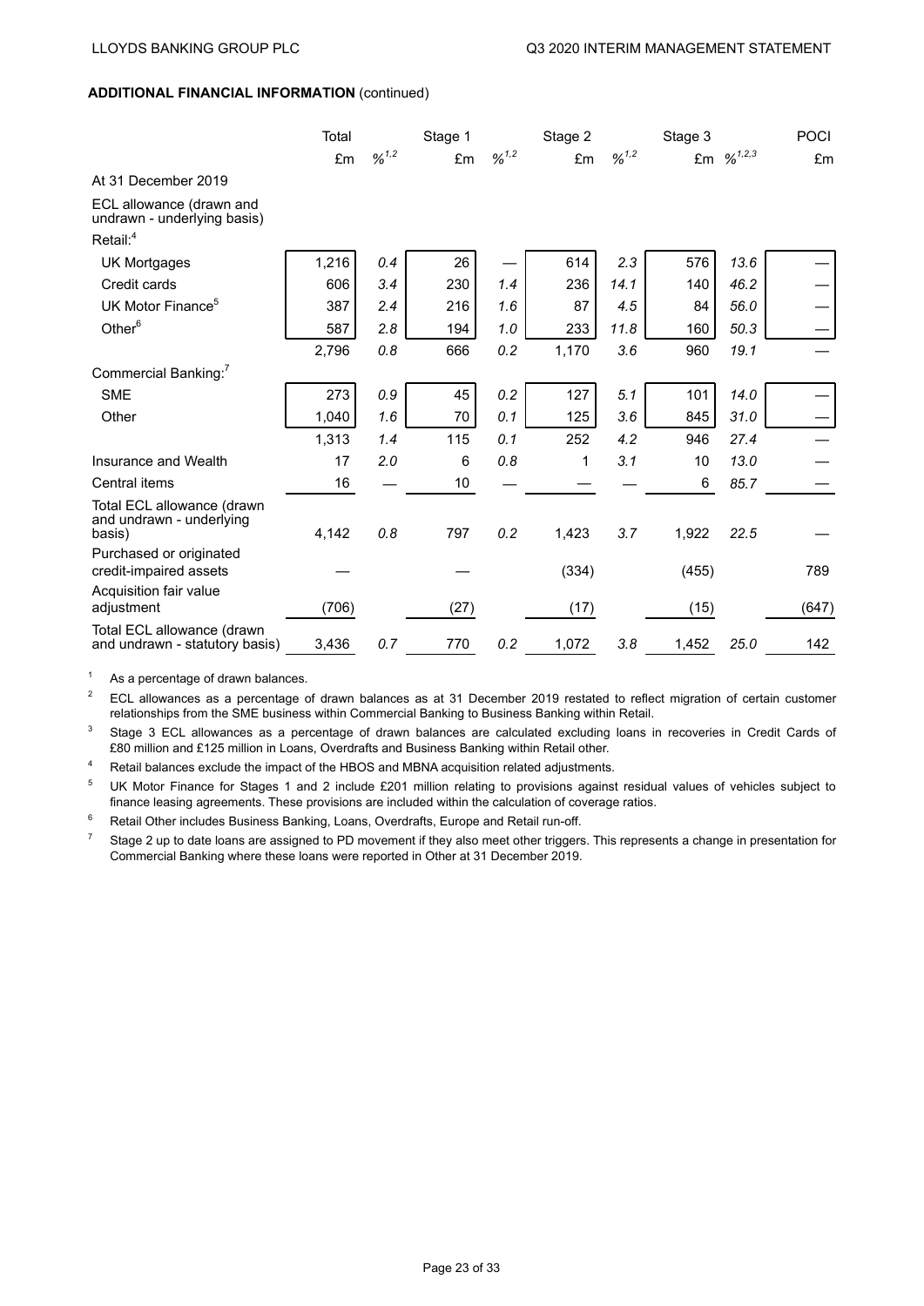**ADDITIONAL FINANCIAL INFORMATION** (continued)

| | Total | | Stage 1 | | Stage 2 | | Stage 3 | | POCI |
|---|---|---|---|---|---|---|---|---|---|
| | £m | %[1,2] | £m | %[1,2] | £m | %[1,2] | £m | %[1,2,3] | £m |
| At 31 December 2019 | | | | | | | | | |
| ECL allowance (drawn and undrawn - underlying basis) | | | | | | | | | |
| Retail:[4] | | | | | | | | | |
| UK Mortgages | 1,216 | *0.4* | 26 | — | 614 | *2.3* | 576 | *13.6* | — |
| Credit cards | 606 | *3.4* | 230 | *1.4* | 236 | *14.1* | 140 | *46.2* | — |
| UK Motor Finance[5] | 387 | *2.4* | 216 | *1.6* | 87 | *4.5* | 84 | *56.0* | — |
| Other[6] | 587 | *2.8* | 194 | *1.0* | 233 | *11.8* | 160 | *50.3* | — |
| | 2,796 | *0.8* | 666 | *0.2* | 1,170 | *3.6* | 960 | *19.1* | — |
| Commercial Banking:[7] | | | | | | | | | |
| SME | 273 | *0.9* | 45 | *0.2* | 127 | *5.1* | 101 | *14.0* | — |
| Other | 1,040 | *1.6* | 70 | *0.1* | 125 | *3.6* | 845 | *31.0* | — |
| | 1,313 | *1.4* | 115 | *0.1* | 252 | *4.2* | 946 | *27.4* | — |
| Insurance and Wealth | 17 | *2.0* | 6 | *0.8* | 1 | *3.1* | 10 | *13.0* | — |
| Central items | 16 | — | 10 | — | — | — | 6 | *85.7* | — |
| Total ECL allowance (drawn and undrawn - underlying basis) | 4,142 | *0.8* | 797 | *0.2* | 1,423 | *3.7* | 1,922 | *22.5* | — |
| Purchased or originated credit-impaired assets | — | | — | | (334) | | (455) | | 789 |
| Acquisition fair value adjustment | (706) | | (27) | | (17) | | (15) | | (647) |
| Total ECL allowance (drawn and undrawn - statutory basis) | 3,436 | *0.7* | 770 | *0.2* | 1,072 | *3.8* | 1,452 | *25.0* | 142 |

[1] As a percentage of drawn balances.

[2] ECL allowances as a percentage of drawn balances as at 31 December 2019 restated to reflect migration of certain customer relationships from the SME business within Commercial Banking to Business Banking within Retail.

[3] Stage 3 ECL allowances as a percentage of drawn balances are calculated excluding loans in recoveries in Credit Cards of £80 million and £125 million in Loans, Overdrafts and Business Banking within Retail other.

[4] Retail balances exclude the impact of the HBOS and MBNA acquisition related adjustments.

[5] UK Motor Finance for Stages 1 and 2 include £201 million relating to provisions against residual values of vehicles subject to finance leasing agreements. These provisions are included within the calculation of coverage ratios.

[6] Retail Other includes Business Banking, Loans, Overdrafts, Europe and Retail run-off.

[7] Stage 2 up to date loans are assigned to PD movement if they also meet other triggers. This represents a change in presentation for Commercial Banking where these loans were reported in Other at 31 December 2019.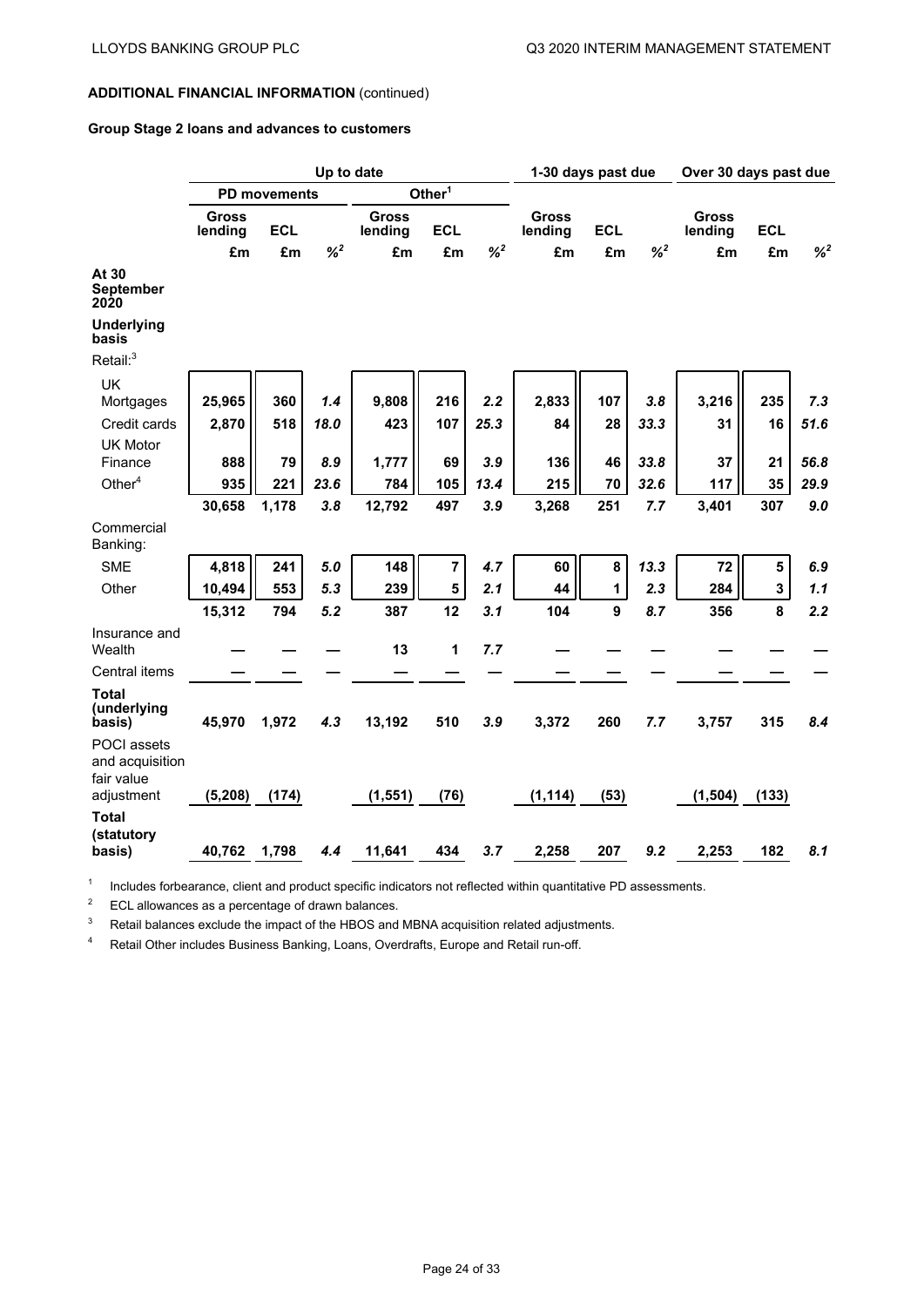**ADDITIONAL FINANCIAL INFORMATION** (continued)

**Group Stage 2 loans and advances to customers**

| | Up to date | | | | | | 1-30 days past due | | | Over 30 days past due | | |
|---|---|---|---|---|---|---|---|---|---|---|---|---|
| | PD movements | | | Other[1] | | | | | | | | |
| | Gross lending | ECL | %[2] | Gross lending | ECL | %[2] | Gross lending | ECL | %[2] | Gross lending | ECL | %[2] |
| | £m | £m | | £m | £m | | £m | £m | | £m | £m | |
| **At 30 September 2020** | | | | | | | | | | | | |
| **Underlying basis** | | | | | | | | | | | | |
| Retail:[3] | | | | | | | | | | | | |
| UK Mortgages | 25,965 | 360 | 1.4 | 9,808 | 216 | 2.2 | 2,833 | 107 | 3.8 | 3,216 | 235 | 7.3 |
| Credit cards | 2,870 | 518 | 18.0 | 423 | 107 | 25.3 | 84 | 28 | 33.3 | 31 | 16 | 51.6 |
| UK Motor Finance | 888 | 79 | 8.9 | 1,777 | 69 | 3.9 | 136 | 46 | 33.8 | 37 | 21 | 56.8 |
| Other[4] | 935 | 221 | 23.6 | 784 | 105 | 13.4 | 215 | 70 | 32.6 | 117 | 35 | 29.9 |
| | 30,658 | 1,178 | 3.8 | 12,792 | 497 | 3.9 | 3,268 | 251 | 7.7 | 3,401 | 307 | 9.0 |
| Commercial Banking: | | | | | | | | | | | | |
| SME | 4,818 | 241 | 5.0 | 148 | 7 | 4.7 | 60 | 8 | 13.3 | 72 | 5 | 6.9 |
| Other | 10,494 | 553 | 5.3 | 239 | 5 | 2.1 | 44 | 1 | 2.3 | 284 | 3 | 1.1 |
| | 15,312 | 794 | 5.2 | 387 | 12 | 3.1 | 104 | 9 | 8.7 | 356 | 8 | 2.2 |
| Insurance and Wealth | — | — | — | 13 | 1 | 7.7 | — | — | — | — | — | — |
| Central items | — | — | — | — | — | — | — | — | — | — | — | — |
| **Total (underlying basis)** | 45,970 | 1,972 | 4.3 | 13,192 | 510 | 3.9 | 3,372 | 260 | 7.7 | 3,757 | 315 | 8.4 |
| POCI assets and acquisition fair value adjustment | (5,208) | (174) | | (1,551) | (76) | | (1,114) | (53) | | (1,504) | (133) | |
| **Total (statutory basis)** | 40,762 | 1,798 | 4.4 | 11,641 | 434 | 3.7 | 2,258 | 207 | 9.2 | 2,253 | 182 | 8.1 |

[1] Includes forbearance, client and product specific indicators not reflected within quantitative PD assessments.

[2] ECL allowances as a percentage of drawn balances.

[3] Retail balances exclude the impact of the HBOS and MBNA acquisition related adjustments.

[4] Retail Other includes Business Banking, Loans, Overdrafts, Europe and Retail run-off.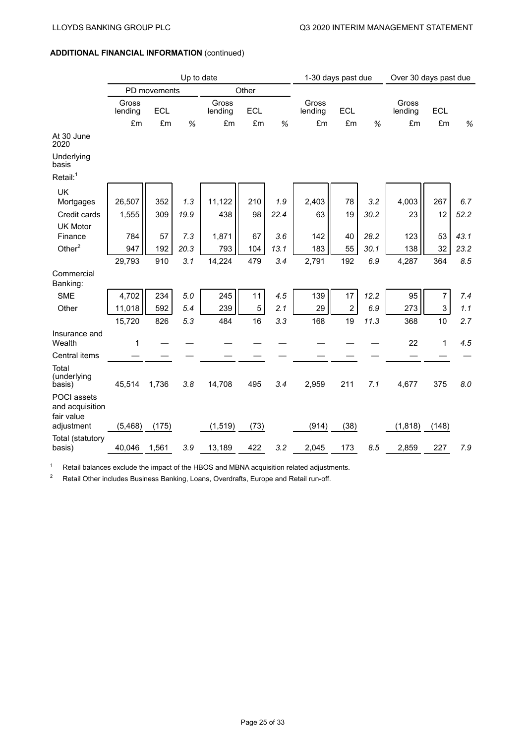## ADDITIONAL FINANCIAL INFORMATION (continued)

| | Up to date | | | | | | 1-30 days past due | | | Over 30 days past due | | |
|---|---|---|---|---|---|---|---|---|---|---|---|---|
| | PD movements | | | Other | | | | | | | | |
| | Gross lending | ECL | | Gross lending | ECL | | Gross lending | ECL | | Gross lending | ECL | |
| | £m | £m | % | £m | £m | % | £m | £m | % | £m | £m | % |
| **At 30 June 2020** | | | | | | | | | | | | |
| Underlying basis | | | | | | | | | | | | |
| Retail:[1] | | | | | | | | | | | | |
| UK Mortgages | 26,507 | 352 | 1.3 | 11,122 | 210 | 1.9 | 2,403 | 78 | 3.2 | 4,003 | 267 | 6.7 |
| Credit cards | 1,555 | 309 | 19.9 | 438 | 98 | 22.4 | 63 | 19 | 30.2 | 23 | 12 | 52.2 |
| UK Motor Finance | 784 | 57 | 7.3 | 1,871 | 67 | 3.6 | 142 | 40 | 28.2 | 123 | 53 | 43.1 |
| Other[2] | 947 | 192 | 20.3 | 793 | 104 | 13.1 | 183 | 55 | 30.1 | 138 | 32 | 23.2 |
| | 29,793 | 910 | 3.1 | 14,224 | 479 | 3.4 | 2,791 | 192 | 6.9 | 4,287 | 364 | 8.5 |
| Commercial Banking: | | | | | | | | | | | | |
| SME | 4,702 | 234 | 5.0 | 245 | 11 | 4.5 | 139 | 17 | 12.2 | 95 | 7 | 7.4 |
| Other | 11,018 | 592 | 5.4 | 239 | 5 | 2.1 | 29 | 2 | 6.9 | 273 | 3 | 1.1 |
| | 15,720 | 826 | 5.3 | 484 | 16 | 3.3 | 168 | 19 | 11.3 | 368 | 10 | 2.7 |
| Insurance and Wealth | 1 | — | — | — | — | — | — | — | — | 22 | 1 | 4.5 |
| Central items | — | — | — | — | — | — | — | — | — | — | — | — |
| Total (underlying basis) | 45,514 | 1,736 | 3.8 | 14,708 | 495 | 3.4 | 2,959 | 211 | 7.1 | 4,677 | 375 | 8.0 |
| POCI assets and acquisition fair value adjustment | (5,468) | (175) | | (1,519) | (73) | | (914) | (38) | | (1,818) | (148) | |
| Total (statutory basis) | 40,046 | 1,561 | 3.9 | 13,189 | 422 | 3.2 | 2,045 | 173 | 8.5 | 2,859 | 227 | 7.9 |

[1] Retail balances exclude the impact of the HBOS and MBNA acquisition related adjustments.

[2] Retail Other includes Business Banking, Loans, Overdrafts, Europe and Retail run-off.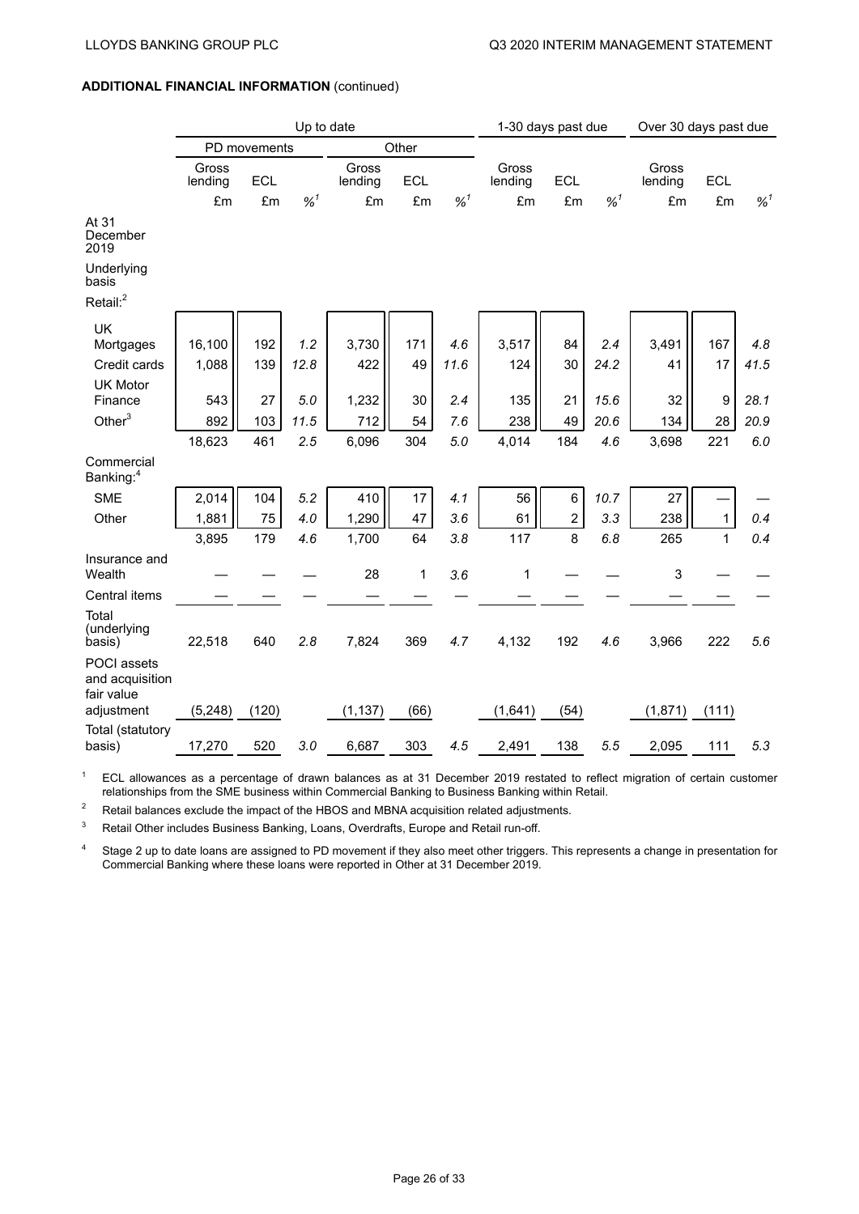**ADDITIONAL FINANCIAL INFORMATION** (continued)

| | Up to date | | | | | | 1-30 days past due | | | Over 30 days past due | | |
|---|---|---|---|---|---|---|---|---|---|---|---|---|
| | PD movements | | | Other | | | | | | | | |
| | Gross lending | ECL | | Gross lending | ECL | | Gross lending | ECL | | Gross lending | ECL | |
| | £m | £m | %[1] | £m | £m | %[1] | £m | £m | %[1] | £m | £m | %[1] |
| **At 31 December 2019** | | | | | | | | | | | | |
| Underlying basis | | | | | | | | | | | | |
| Retail:[2] | | | | | | | | | | | | |
| UK Mortgages | 16,100 | 192 | *1.2* | 3,730 | 171 | *4.6* | 3,517 | 84 | *2.4* | 3,491 | 167 | *4.8* |
| Credit cards | 1,088 | 139 | *12.8* | 422 | 49 | *11.6* | 124 | 30 | *24.2* | 41 | 17 | *41.5* |
| UK Motor Finance | 543 | 27 | *5.0* | 1,232 | 30 | *2.4* | 135 | 21 | *15.6* | 32 | 9 | *28.1* |
| Other[3] | 892 | 103 | *11.5* | 712 | 54 | *7.6* | 238 | 49 | *20.6* | 134 | 28 | *20.9* |
| | 18,623 | 461 | *2.5* | 6,096 | 304 | *5.0* | 4,014 | 184 | *4.6* | 3,698 | 221 | *6.0* |
| Commercial Banking:[4] | | | | | | | | | | | | |
| SME | 2,014 | 104 | *5.2* | 410 | 17 | *4.1* | 56 | 6 | *10.7* | 27 | — | — |
| Other | 1,881 | 75 | *4.0* | 1,290 | 47 | *3.6* | 61 | 2 | *3.3* | 238 | 1 | *0.4* |
| | 3,895 | 179 | *4.6* | 1,700 | 64 | *3.8* | 117 | 8 | *6.8* | 265 | 1 | *0.4* |
| Insurance and Wealth | — | — | — | 28 | 1 | *3.6* | 1 | — | — | 3 | — | — |
| Central items | — | — | — | — | — | — | — | — | — | — | — | — |
| Total (underlying basis) | 22,518 | 640 | *2.8* | 7,824 | 369 | *4.7* | 4,132 | 192 | *4.6* | 3,966 | 222 | *5.6* |
| POCI assets and acquisition fair value adjustment | (5,248) | (120) | | (1,137) | (66) | | (1,641) | (54) | | (1,871) | (111) | |
| Total (statutory basis) | 17,270 | 520 | *3.0* | 6,687 | 303 | *4.5* | 2,491 | 138 | *5.5* | 2,095 | 111 | *5.3* |

[1] ECL allowances as a percentage of drawn balances as at 31 December 2019 restated to reflect migration of certain customer relationships from the SME business within Commercial Banking to Business Banking within Retail.

[2] Retail balances exclude the impact of the HBOS and MBNA acquisition related adjustments.

[3] Retail Other includes Business Banking, Loans, Overdrafts, Europe and Retail run-off.

[4] Stage 2 up to date loans are assigned to PD movement if they also meet other triggers. This represents a change in presentation for Commercial Banking where these loans were reported in Other at 31 December 2019.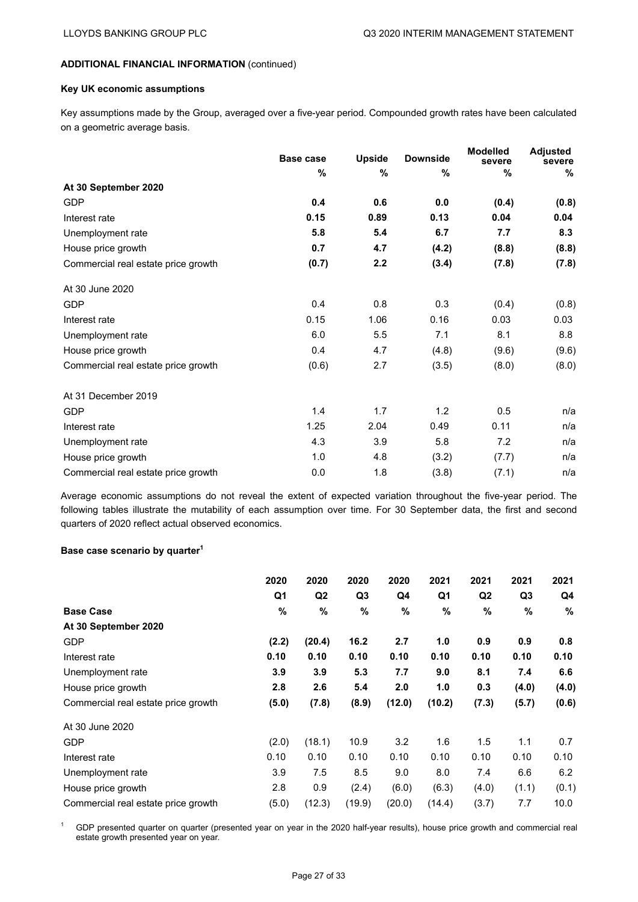**ADDITIONAL FINANCIAL INFORMATION** (continued)

**Key UK economic assumptions**

Key assumptions made by the Group, averaged over a five-year period. Compounded growth rates have been calculated on a geometric average basis.

| | Base case | Upside | Downside | Modelled severe | Adjusted severe |
|---|---|---|---|---|---|
| | % | % | % | % | % |
| **At 30 September 2020** | | | | | |
| GDP | **0.4** | **0.6** | **0.0** | **(0.4)** | **(0.8)** |
| Interest rate | **0.15** | **0.89** | **0.13** | **0.04** | **0.04** |
| Unemployment rate | **5.8** | **5.4** | **6.7** | **7.7** | **8.3** |
| House price growth | **0.7** | **4.7** | **(4.2)** | **(8.8)** | **(8.8)** |
| Commercial real estate price growth | **(0.7)** | **2.2** | **(3.4)** | **(7.8)** | **(7.8)** |
| At 30 June 2020 | | | | | |
| GDP | 0.4 | 0.8 | 0.3 | (0.4) | (0.8) |
| Interest rate | 0.15 | 1.06 | 0.16 | 0.03 | 0.03 |
| Unemployment rate | 6.0 | 5.5 | 7.1 | 8.1 | 8.8 |
| House price growth | 0.4 | 4.7 | (4.8) | (9.6) | (9.6) |
| Commercial real estate price growth | (0.6) | 2.7 | (3.5) | (8.0) | (8.0) |
| At 31 December 2019 | | | | | |
| GDP | 1.4 | 1.7 | 1.2 | 0.5 | n/a |
| Interest rate | 1.25 | 2.04 | 0.49 | 0.11 | n/a |
| Unemployment rate | 4.3 | 3.9 | 5.8 | 7.2 | n/a |
| House price growth | 1.0 | 4.8 | (3.2) | (7.7) | n/a |
| Commercial real estate price growth | 0.0 | 1.8 | (3.8) | (7.1) | n/a |

Average economic assumptions do not reveal the extent of expected variation throughout the five-year period. The following tables illustrate the mutability of each assumption over time. For 30 September data, the first and second quarters of 2020 reflect actual observed economics.

**Base case scenario by quarter[1]**

| | 2020 Q1 | 2020 Q2 | 2020 Q3 | 2020 Q4 | 2021 Q1 | 2021 Q2 | 2021 Q3 | 2021 Q4 |
|---|---|---|---|---|---|---|---|---|
| **Base Case** | **%** | **%** | **%** | **%** | **%** | **%** | **%** | **%** |
| **At 30 September 2020** | | | | | | | | |
| GDP | **(2.2)** | **(20.4)** | **16.2** | **2.7** | **1.0** | **0.9** | **0.9** | **0.8** |
| Interest rate | **0.10** | **0.10** | **0.10** | **0.10** | **0.10** | **0.10** | **0.10** | **0.10** |
| Unemployment rate | **3.9** | **3.9** | **5.3** | **7.7** | **9.0** | **8.1** | **7.4** | **6.6** |
| House price growth | **2.8** | **2.6** | **5.4** | **2.0** | **1.0** | **0.3** | **(4.0)** | **(4.0)** |
| Commercial real estate price growth | **(5.0)** | **(7.8)** | **(8.9)** | **(12.0)** | **(10.2)** | **(7.3)** | **(5.7)** | **(0.6)** |
| At 30 June 2020 | | | | | | | | |
| GDP | (2.0) | (18.1) | 10.9 | 3.2 | 1.6 | 1.5 | 1.1 | 0.7 |
| Interest rate | 0.10 | 0.10 | 0.10 | 0.10 | 0.10 | 0.10 | 0.10 | 0.10 |
| Unemployment rate | 3.9 | 7.5 | 8.5 | 9.0 | 8.0 | 7.4 | 6.6 | 6.2 |
| House price growth | 2.8 | 0.9 | (2.4) | (6.0) | (6.3) | (4.0) | (1.1) | (0.1) |
| Commercial real estate price growth | (5.0) | (12.3) | (19.9) | (20.0) | (14.4) | (3.7) | 7.7 | 10.0 |

[1] GDP presented quarter on quarter (presented year on year in the 2020 half-year results), house price growth and commercial real estate growth presented year on year.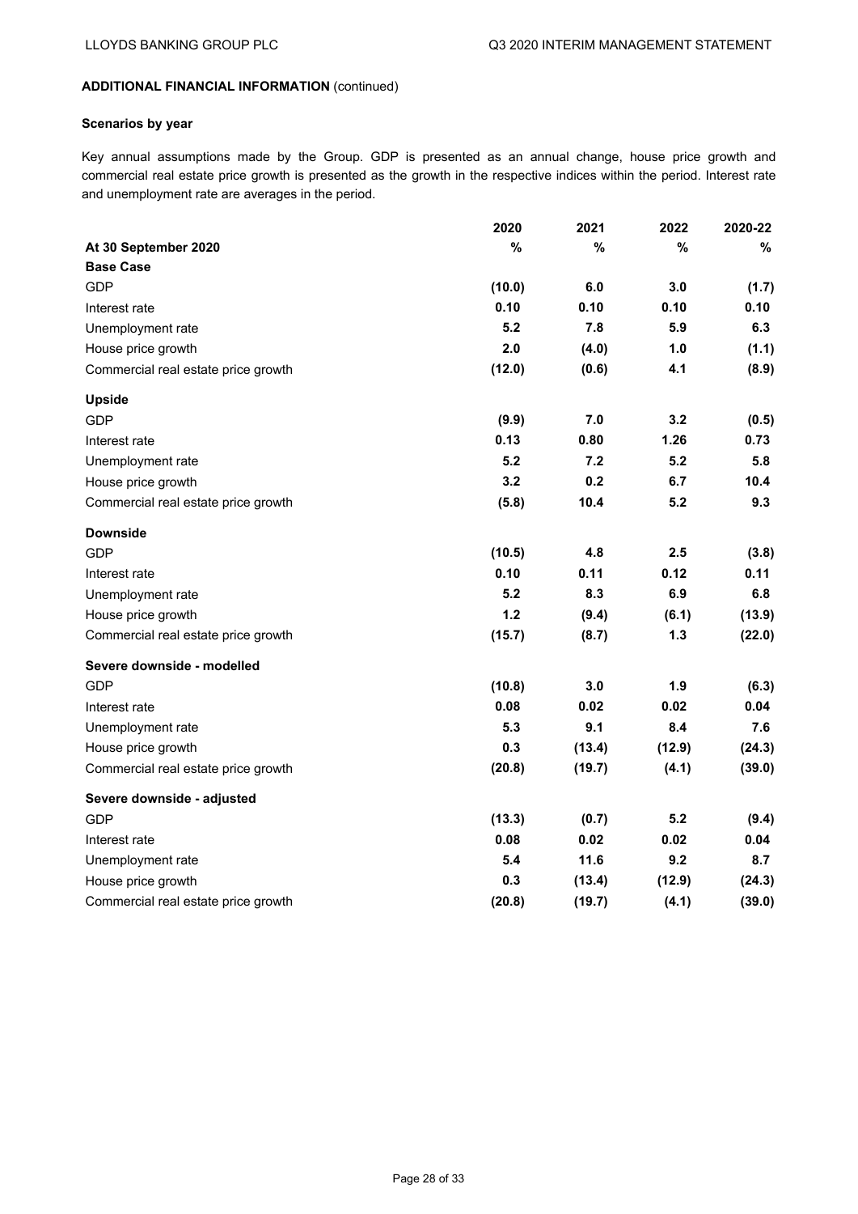**ADDITIONAL FINANCIAL INFORMATION** (continued)

**Scenarios by year**

Key annual assumptions made by the Group. GDP is presented as an annual change, house price growth and commercial real estate price growth is presented as the growth in the respective indices within the period. Interest rate and unemployment rate are averages in the period.

| | 2020 | 2021 | 2022 | 2020-22 |
|---|---|---|---|---|
| **At 30 September 2020** | **%** | **%** | **%** | **%** |
| **Base Case** | | | | |
| GDP | **(10.0)** | **6.0** | **3.0** | **(1.7)** |
| Interest rate | **0.10** | **0.10** | **0.10** | **0.10** |
| Unemployment rate | **5.2** | **7.8** | **5.9** | **6.3** |
| House price growth | **2.0** | **(4.0)** | **1.0** | **(1.1)** |
| Commercial real estate price growth | **(12.0)** | **(0.6)** | **4.1** | **(8.9)** |
| **Upside** | | | | |
| GDP | **(9.9)** | **7.0** | **3.2** | **(0.5)** |
| Interest rate | **0.13** | **0.80** | **1.26** | **0.73** |
| Unemployment rate | **5.2** | **7.2** | **5.2** | **5.8** |
| House price growth | **3.2** | **0.2** | **6.7** | **10.4** |
| Commercial real estate price growth | **(5.8)** | **10.4** | **5.2** | **9.3** |
| **Downside** | | | | |
| GDP | **(10.5)** | **4.8** | **2.5** | **(3.8)** |
| Interest rate | **0.10** | **0.11** | **0.12** | **0.11** |
| Unemployment rate | **5.2** | **8.3** | **6.9** | **6.8** |
| House price growth | **1.2** | **(9.4)** | **(6.1)** | **(13.9)** |
| Commercial real estate price growth | **(15.7)** | **(8.7)** | **1.3** | **(22.0)** |
| **Severe downside - modelled** | | | | |
| GDP | **(10.8)** | **3.0** | **1.9** | **(6.3)** |
| Interest rate | **0.08** | **0.02** | **0.02** | **0.04** |
| Unemployment rate | **5.3** | **9.1** | **8.4** | **7.6** |
| House price growth | **0.3** | **(13.4)** | **(12.9)** | **(24.3)** |
| Commercial real estate price growth | **(20.8)** | **(19.7)** | **(4.1)** | **(39.0)** |
| **Severe downside - adjusted** | | | | |
| GDP | **(13.3)** | **(0.7)** | **5.2** | **(9.4)** |
| Interest rate | **0.08** | **0.02** | **0.02** | **0.04** |
| Unemployment rate | **5.4** | **11.6** | **9.2** | **8.7** |
| House price growth | **0.3** | **(13.4)** | **(12.9)** | **(24.3)** |
| Commercial real estate price growth | **(20.8)** | **(19.7)** | **(4.1)** | **(39.0)** |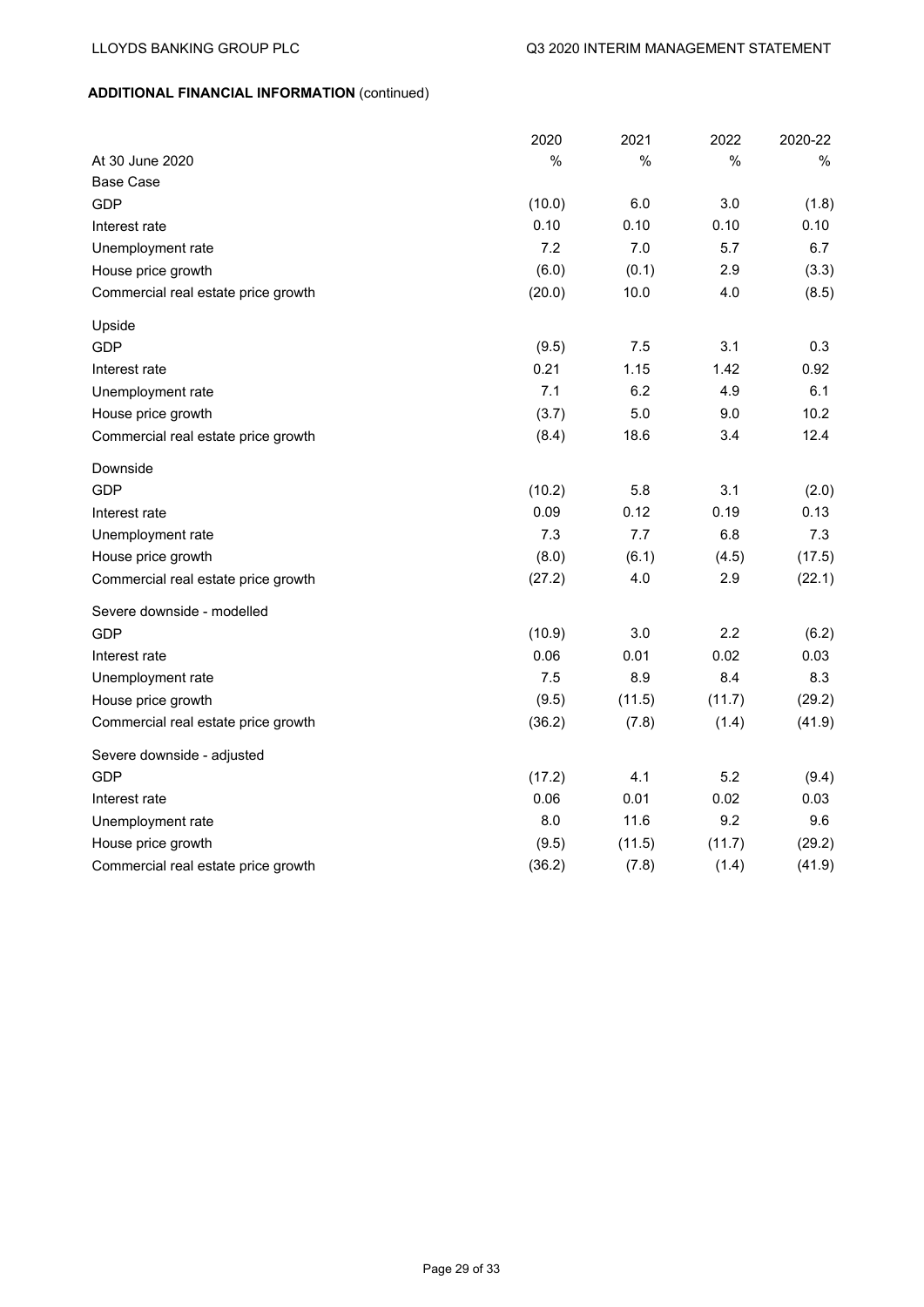**ADDITIONAL FINANCIAL INFORMATION** (continued)

| | 2020 | 2021 | 2022 | 2020-22 |
|---|---|---|---|---|
| At 30 June 2020 | % | % | % | % |
| Base Case | | | | |
| GDP | (10.0) | 6.0 | 3.0 | (1.8) |
| Interest rate | 0.10 | 0.10 | 0.10 | 0.10 |
| Unemployment rate | 7.2 | 7.0 | 5.7 | 6.7 |
| House price growth | (6.0) | (0.1) | 2.9 | (3.3) |
| Commercial real estate price growth | (20.0) | 10.0 | 4.0 | (8.5) |
| Upside | | | | |
| GDP | (9.5) | 7.5 | 3.1 | 0.3 |
| Interest rate | 0.21 | 1.15 | 1.42 | 0.92 |
| Unemployment rate | 7.1 | 6.2 | 4.9 | 6.1 |
| House price growth | (3.7) | 5.0 | 9.0 | 10.2 |
| Commercial real estate price growth | (8.4) | 18.6 | 3.4 | 12.4 |
| Downside | | | | |
| GDP | (10.2) | 5.8 | 3.1 | (2.0) |
| Interest rate | 0.09 | 0.12 | 0.19 | 0.13 |
| Unemployment rate | 7.3 | 7.7 | 6.8 | 7.3 |
| House price growth | (8.0) | (6.1) | (4.5) | (17.5) |
| Commercial real estate price growth | (27.2) | 4.0 | 2.9 | (22.1) |
| Severe downside - modelled | | | | |
| GDP | (10.9) | 3.0 | 2.2 | (6.2) |
| Interest rate | 0.06 | 0.01 | 0.02 | 0.03 |
| Unemployment rate | 7.5 | 8.9 | 8.4 | 8.3 |
| House price growth | (9.5) | (11.5) | (11.7) | (29.2) |
| Commercial real estate price growth | (36.2) | (7.8) | (1.4) | (41.9) |
| Severe downside - adjusted | | | | |
| GDP | (17.2) | 4.1 | 5.2 | (9.4) |
| Interest rate | 0.06 | 0.01 | 0.02 | 0.03 |
| Unemployment rate | 8.0 | 11.6 | 9.2 | 9.6 |
| House price growth | (9.5) | (11.5) | (11.7) | (29.2) |
| Commercial real estate price growth | (36.2) | (7.8) | (1.4) | (41.9) |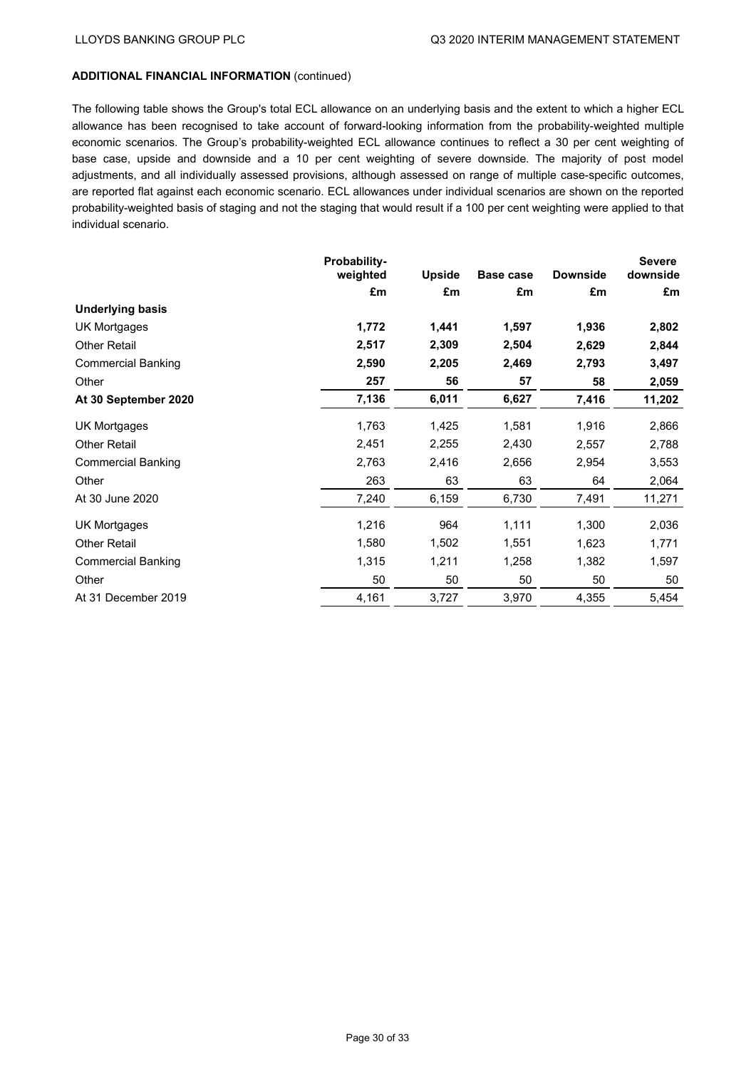**ADDITIONAL FINANCIAL INFORMATION** (continued)

The following table shows the Group's total ECL allowance on an underlying basis and the extent to which a higher ECL allowance has been recognised to take account of forward-looking information from the probability-weighted multiple economic scenarios. The Group's probability-weighted ECL allowance continues to reflect a 30 per cent weighting of base case, upside and downside and a 10 per cent weighting of severe downside. The majority of post model adjustments, and all individually assessed provisions, although assessed on range of multiple case-specific outcomes, are reported flat against each economic scenario. ECL allowances under individual scenarios are shown on the reported probability-weighted basis of staging and not the staging that would result if a 100 per cent weighting were applied to that individual scenario.

| | Probability-weighted | Upside | Base case | Downside | Severe downside |
|---|---|---|---|---|---|
| | £m | £m | £m | £m | £m |
| **Underlying basis** | | | | | |
| UK Mortgages | **1,772** | **1,441** | **1,597** | **1,936** | **2,802** |
| Other Retail | **2,517** | **2,309** | **2,504** | **2,629** | **2,844** |
| Commercial Banking | **2,590** | **2,205** | **2,469** | **2,793** | **3,497** |
| Other | **257** | **56** | **57** | **58** | **2,059** |
| **At 30 September 2020** | **7,136** | **6,011** | **6,627** | **7,416** | **11,202** |
| UK Mortgages | 1,763 | 1,425 | 1,581 | 1,916 | 2,866 |
| Other Retail | 2,451 | 2,255 | 2,430 | 2,557 | 2,788 |
| Commercial Banking | 2,763 | 2,416 | 2,656 | 2,954 | 3,553 |
| Other | 263 | 63 | 63 | 64 | 2,064 |
| At 30 June 2020 | 7,240 | 6,159 | 6,730 | 7,491 | 11,271 |
| UK Mortgages | 1,216 | 964 | 1,111 | 1,300 | 2,036 |
| Other Retail | 1,580 | 1,502 | 1,551 | 1,623 | 1,771 |
| Commercial Banking | 1,315 | 1,211 | 1,258 | 1,382 | 1,597 |
| Other | 50 | 50 | 50 | 50 | 50 |
| At 31 December 2019 | 4,161 | 3,727 | 3,970 | 4,355 | 5,454 |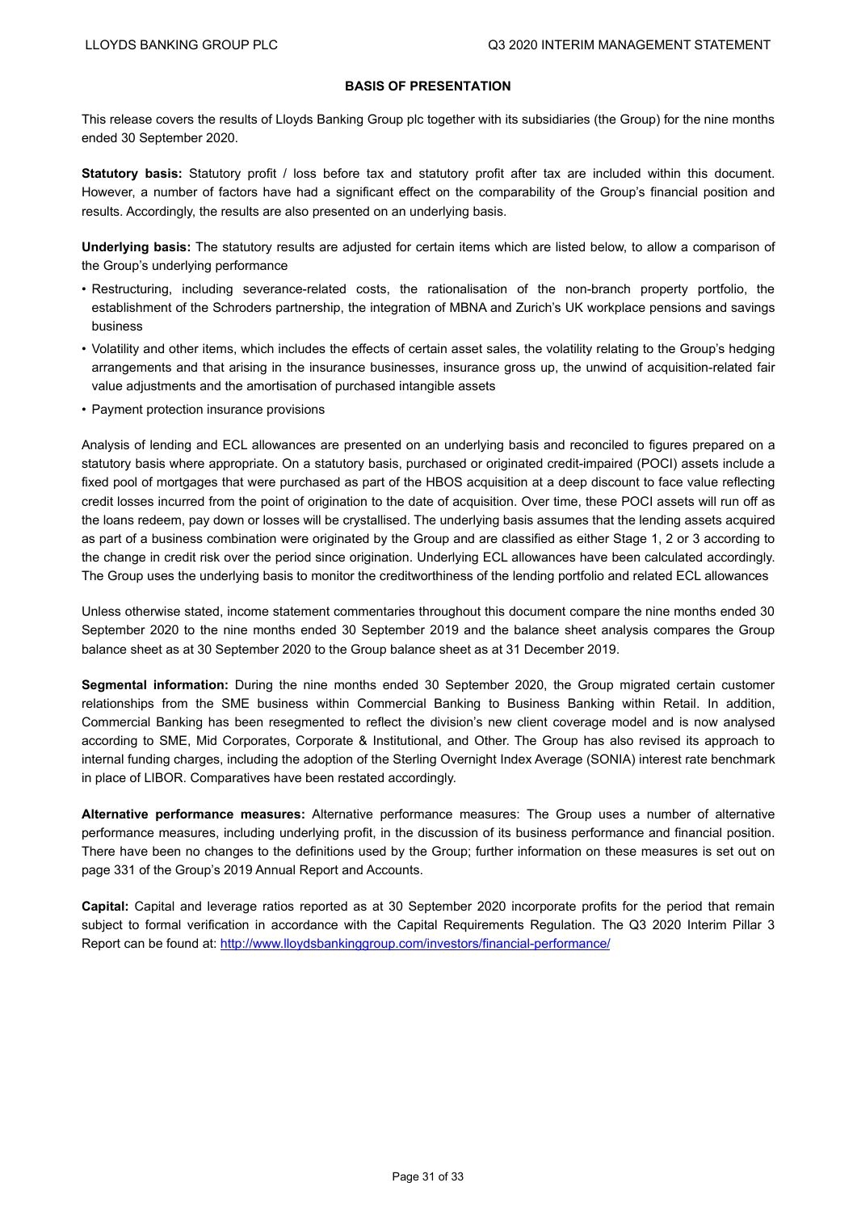## BASIS OF PRESENTATION

This release covers the results of Lloyds Banking Group plc together with its subsidiaries (the Group) for the nine months ended 30 September 2020.

**Statutory basis:** Statutory profit / loss before tax and statutory profit after tax are included within this document. However, a number of factors have had a significant effect on the comparability of the Group's financial position and results. Accordingly, the results are also presented on an underlying basis.

**Underlying basis:** The statutory results are adjusted for certain items which are listed below, to allow a comparison of the Group's underlying performance

- Restructuring, including severance-related costs, the rationalisation of the non-branch property portfolio, the establishment of the Schroders partnership, the integration of MBNA and Zurich's UK workplace pensions and savings business
- Volatility and other items, which includes the effects of certain asset sales, the volatility relating to the Group's hedging arrangements and that arising in the insurance businesses, insurance gross up, the unwind of acquisition-related fair value adjustments and the amortisation of purchased intangible assets
- Payment protection insurance provisions

Analysis of lending and ECL allowances are presented on an underlying basis and reconciled to figures prepared on a statutory basis where appropriate. On a statutory basis, purchased or originated credit-impaired (POCI) assets include a fixed pool of mortgages that were purchased as part of the HBOS acquisition at a deep discount to face value reflecting credit losses incurred from the point of origination to the date of acquisition. Over time, these POCI assets will run off as the loans redeem, pay down or losses will be crystallised. The underlying basis assumes that the lending assets acquired as part of a business combination were originated by the Group and are classified as either Stage 1, 2 or 3 according to the change in credit risk over the period since origination. Underlying ECL allowances have been calculated accordingly. The Group uses the underlying basis to monitor the creditworthiness of the lending portfolio and related ECL allowances

Unless otherwise stated, income statement commentaries throughout this document compare the nine months ended 30 September 2020 to the nine months ended 30 September 2019 and the balance sheet analysis compares the Group balance sheet as at 30 September 2020 to the Group balance sheet as at 31 December 2019.

**Segmental information:** During the nine months ended 30 September 2020, the Group migrated certain customer relationships from the SME business within Commercial Banking to Business Banking within Retail. In addition, Commercial Banking has been resegmented to reflect the division's new client coverage model and is now analysed according to SME, Mid Corporates, Corporate & Institutional, and Other. The Group has also revised its approach to internal funding charges, including the adoption of the Sterling Overnight Index Average (SONIA) interest rate benchmark in place of LIBOR. Comparatives have been restated accordingly.

**Alternative performance measures:** Alternative performance measures: The Group uses a number of alternative performance measures, including underlying profit, in the discussion of its business performance and financial position. There have been no changes to the definitions used by the Group; further information on these measures is set out on page 331 of the Group's 2019 Annual Report and Accounts.

**Capital:** Capital and leverage ratios reported as at 30 September 2020 incorporate profits for the period that remain subject to formal verification in accordance with the Capital Requirements Regulation. The Q3 2020 Interim Pillar 3 Report can be found at: http://www.lloydsbankinggroup.com/investors/financial-performance/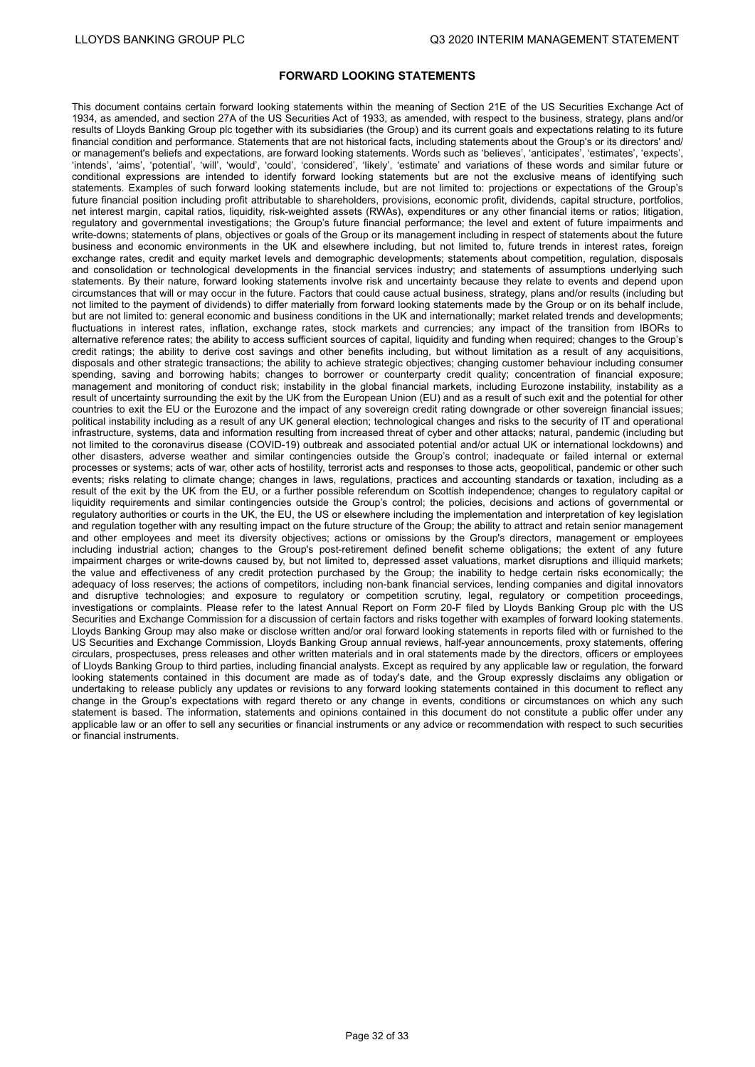## FORWARD LOOKING STATEMENTS

This document contains certain forward looking statements within the meaning of Section 21E of the US Securities Exchange Act of 1934, as amended, and section 27A of the US Securities Act of 1933, as amended, with respect to the business, strategy, plans and/or results of Lloyds Banking Group plc together with its subsidiaries (the Group) and its current goals and expectations relating to its future financial condition and performance. Statements that are not historical facts, including statements about the Group's or its directors' and/or management's beliefs and expectations, are forward looking statements. Words such as 'believes', 'anticipates', 'estimates', 'expects', 'intends', 'aims', 'potential', 'will', 'would', 'could', 'considered', 'likely', 'estimate' and variations of these words and similar future or conditional expressions are intended to identify forward looking statements but are not the exclusive means of identifying such statements. Examples of such forward looking statements include, but are not limited to: projections or expectations of the Group's future financial position including profit attributable to shareholders, provisions, economic profit, dividends, capital structure, portfolios, net interest margin, capital ratios, liquidity, risk-weighted assets (RWAs), expenditures or any other financial items or ratios; litigation, regulatory and governmental investigations; the Group's future financial performance; the level and extent of future impairments and write-downs; statements of plans, objectives or goals of the Group or its management including in respect of statements about the future business and economic environments in the UK and elsewhere including, but not limited to, future trends in interest rates, foreign exchange rates, credit and equity market levels and demographic developments; statements about competition, regulation, disposals and consolidation or technological developments in the financial services industry; and statements of assumptions underlying such statements. By their nature, forward looking statements involve risk and uncertainty because they relate to events and depend upon circumstances that will or may occur in the future. Factors that could cause actual business, strategy, plans and/or results (including but not limited to the payment of dividends) to differ materially from forward looking statements made by the Group or on its behalf include, but are not limited to: general economic and business conditions in the UK and internationally; market related trends and developments; fluctuations in interest rates, inflation, exchange rates, stock markets and currencies; any impact of the transition from IBORs to alternative reference rates; the ability to access sufficient sources of capital, liquidity and funding when required; changes to the Group's credit ratings; the ability to derive cost savings and other benefits including, but without limitation as a result of any acquisitions, disposals and other strategic transactions; the ability to achieve strategic objectives; changing customer behaviour including consumer spending, saving and borrowing habits; changes to borrower or counterparty credit quality; concentration of financial exposure; management and monitoring of conduct risk; instability in the global financial markets, including Eurozone instability, instability as a result of uncertainty surrounding the exit by the UK from the European Union (EU) and as a result of such exit and the potential for other countries to exit the EU or the Eurozone and the impact of any sovereign credit rating downgrade or other sovereign financial issues; political instability including as a result of any UK general election; technological changes and risks to the security of IT and operational infrastructure, systems, data and information resulting from increased threat of cyber and other attacks; natural, pandemic (including but not limited to the coronavirus disease (COVID-19) outbreak and associated potential and/or actual UK or international lockdowns) and other disasters, adverse weather and similar contingencies outside the Group's control; inadequate or failed internal or external processes or systems; acts of war, other acts of hostility, terrorist acts and responses to those acts, geopolitical, pandemic or other such events; risks relating to climate change; changes in laws, regulations, practices and accounting standards or taxation, including as a result of the exit by the UK from the EU, or a further possible referendum on Scottish independence; changes to regulatory capital or liquidity requirements and similar contingencies outside the Group's control; the policies, decisions and actions of governmental or regulatory authorities or courts in the UK, the EU, the US or elsewhere including the implementation and interpretation of key legislation and regulation together with any resulting impact on the future structure of the Group; the ability to attract and retain senior management and other employees and meet its diversity objectives; actions or omissions by the Group's directors, management or employees including industrial action; changes to the Group's post-retirement defined benefit scheme obligations; the extent of any future impairment charges or write-downs caused by, but not limited to, depressed asset valuations, market disruptions and illiquid markets; the value and effectiveness of any credit protection purchased by the Group; the inability to hedge certain risks economically; the adequacy of loss reserves; the actions of competitors, including non-bank financial services, lending companies and digital innovators and disruptive technologies; and exposure to regulatory or competition scrutiny, legal, regulatory or competition proceedings, investigations or complaints. Please refer to the latest Annual Report on Form 20-F filed by Lloyds Banking Group plc with the US Securities and Exchange Commission for a discussion of certain factors and risks together with examples of forward looking statements. Lloyds Banking Group may also make or disclose written and/or oral forward looking statements in reports filed with or furnished to the US Securities and Exchange Commission, Lloyds Banking Group annual reviews, half-year announcements, proxy statements, offering circulars, prospectuses, press releases and other written materials and in oral statements made by the directors, officers or employees of Lloyds Banking Group to third parties, including financial analysts. Except as required by any applicable law or regulation, the forward looking statements contained in this document are made as of today's date, and the Group expressly disclaims any obligation or undertaking to release publicly any updates or revisions to any forward looking statements contained in this document to reflect any change in the Group's expectations with regard thereto or any change in events, conditions or circumstances on which any such statement is based. The information, statements and opinions contained in this document do not constitute a public offer under any applicable law or an offer to sell any securities or financial instruments or any advice or recommendation with respect to such securities or financial instruments.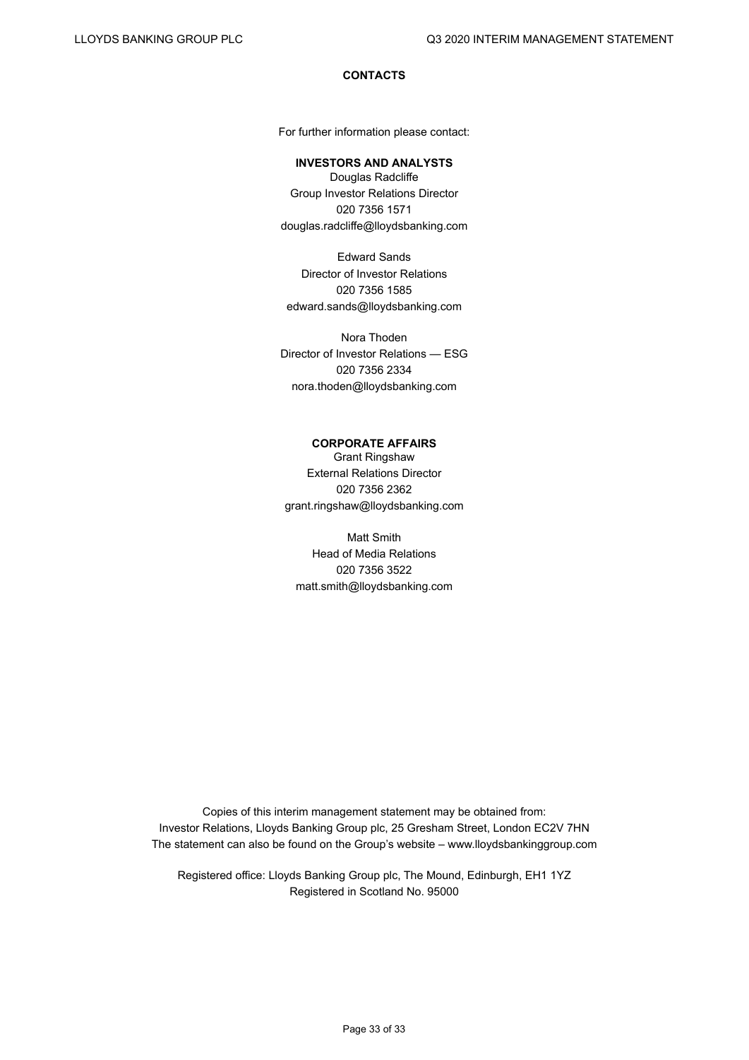# CONTACTS

For further information please contact:

**INVESTORS AND ANALYSTS**

Douglas Radcliffe
Group Investor Relations Director
020 7356 1571
douglas.radcliffe@lloydsbanking.com

Edward Sands
Director of Investor Relations
020 7356 1585
edward.sands@lloydsbanking.com

Nora Thoden
Director of Investor Relations — ESG
020 7356 2334
nora.thoden@lloydsbanking.com

**CORPORATE AFFAIRS**

Grant Ringshaw
External Relations Director
020 7356 2362
grant.ringshaw@lloydsbanking.com

Matt Smith
Head of Media Relations
020 7356 3522
matt.smith@lloydsbanking.com

Copies of this interim management statement may be obtained from:
Investor Relations, Lloyds Banking Group plc, 25 Gresham Street, London EC2V 7HN
The statement can also be found on the Group's website – www.lloydsbankinggroup.com

Registered office: Lloyds Banking Group plc, The Mound, Edinburgh, EH1 1YZ
Registered in Scotland No. 95000